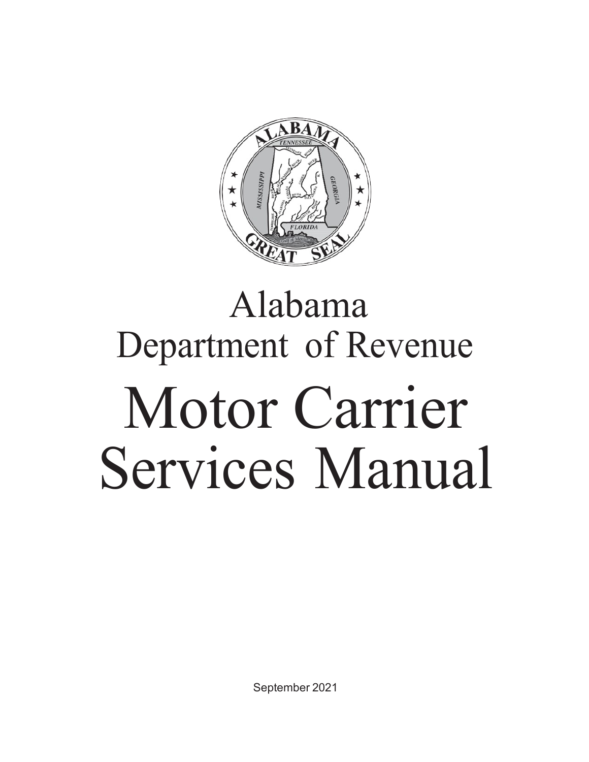# Alabama Department of Revenue

# Motor Carrier Services Manual

September 2021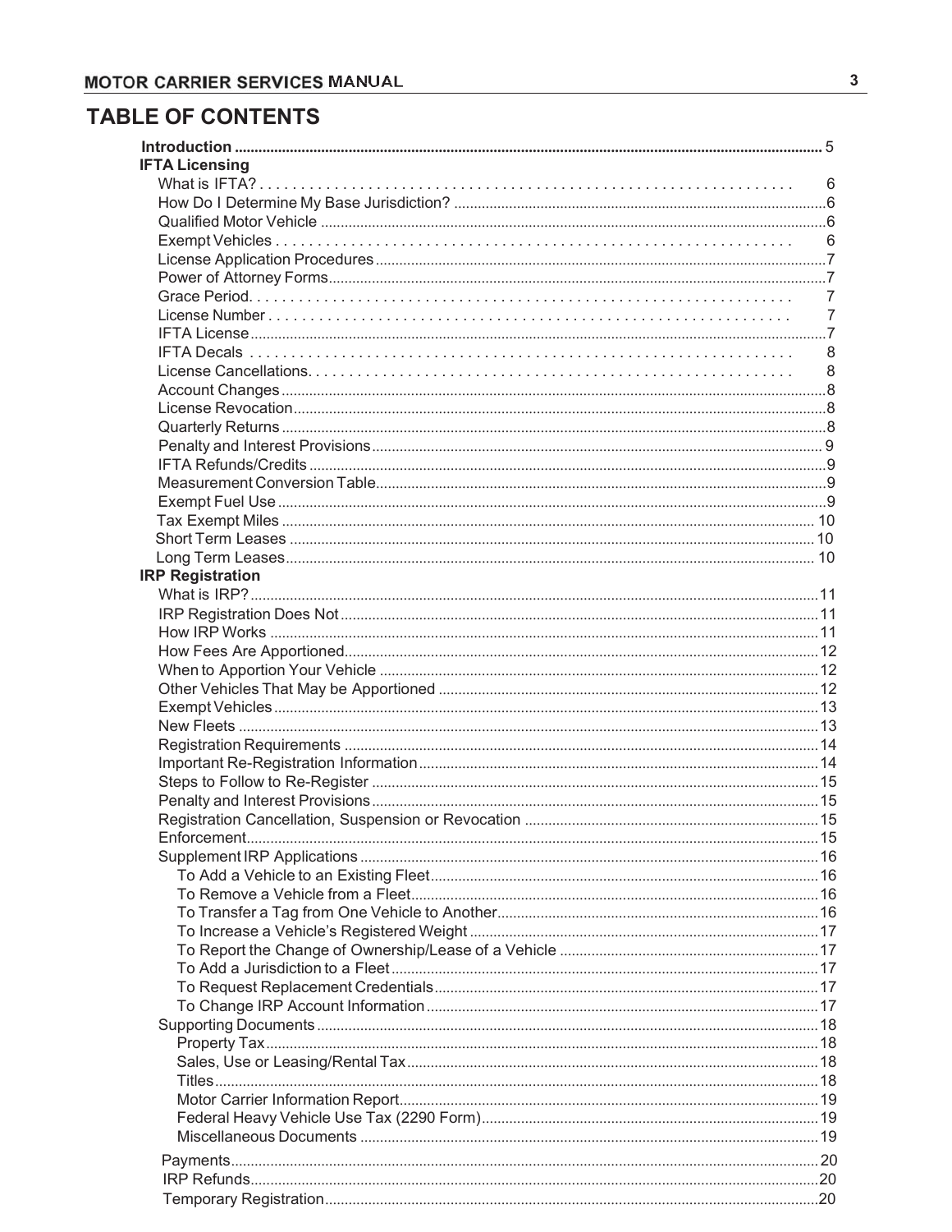# TABLE OF CONTENTS

**Introduction** .................... 5

**IFTA Licensing**

- What is IFTA? .................... 6
- How Do I Determine My Base Jurisdiction? .................... 6
- Qualified Motor Vehicle .................... 6
- Exempt Vehicles .................... 6
- License Application Procedures .................... 7
- Power of Attorney Forms .................... 7
- Grace Period .................... 7
- License Number .................... 7
- IFTA License .................... 7
- IFTA Decals .................... 8
- License Cancellations .................... 8
- Account Changes .................... 8
- License Revocation .................... 8
- Quarterly Returns .................... 8
- Penalty and Interest Provisions .................... 9
- IFTA Refunds/Credits .................... 9
- Measurement Conversion Table .................... 9
- Exempt Fuel Use .................... 9
- Tax Exempt Miles .................... 10
- Short Term Leases .................... 10
- Long Term Leases .................... 10

**IRP Registration**

- What is IRP? .................... 11
- IRP Registration Does Not .................... 11
- How IRP Works .................... 11
- How Fees Are Apportioned .................... 12
- When to Apportion Your Vehicle .................... 12
- Other Vehicles That May be Apportioned .................... 12
- Exempt Vehicles .................... 13
- New Fleets .................... 13
- Registration Requirements .................... 14
- Important Re-Registration Information .................... 14
- Steps to Follow to Re-Register .................... 15
- Penalty and Interest Provisions .................... 15
- Registration Cancellation, Suspension or Revocation .................... 15
- Enforcement .................... 15
- Supplement IRP Applications .................... 16
  - To Add a Vehicle to an Existing Fleet .................... 16
  - To Remove a Vehicle from a Fleet .................... 16
  - To Transfer a Tag from One Vehicle to Another .................... 16
  - To Increase a Vehicle's Registered Weight .................... 17
  - To Report the Change of Ownership/Lease of a Vehicle .................... 17
  - To Add a Jurisdiction to a Fleet .................... 17
  - To Request Replacement Credentials .................... 17
  - To Change IRP Account Information .................... 17
- Supporting Documents .................... 18
  - Property Tax .................... 18
  - Sales, Use or Leasing/Rental Tax .................... 18
  - Titles .................... 18
  - Motor Carrier Information Report .................... 19
  - Federal Heavy Vehicle Use Tax (2290 Form) .................... 19
  - Miscellaneous Documents .................... 19
- Payments .................... 20
- IRP Refunds .................... 20
- Temporary Registration .................... 20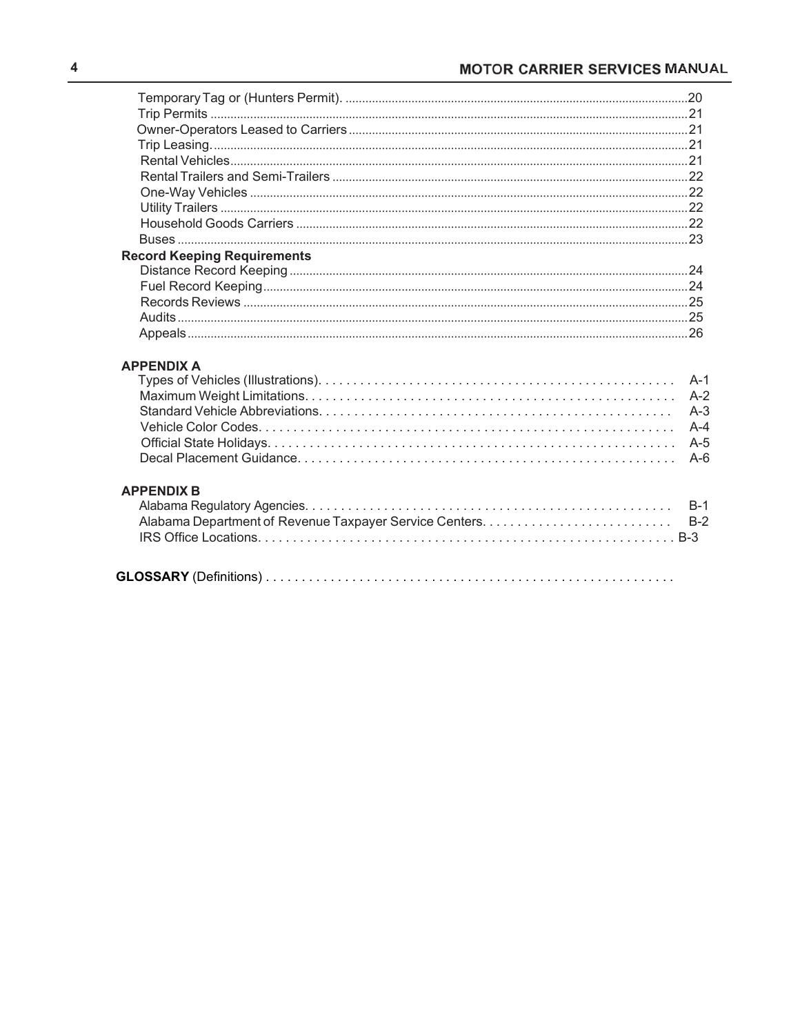Temporary Tag or (Hunters Permit). ....................................................................................................20
Trip Permits ..........................................................................................................................21
Owner-Operators Leased to Carriers ......................................................................................21
Trip Leasing. ..........................................................................................................................21
Rental Vehicles.......................................................................................................................21
Rental Trailers and Semi-Trailers ..........................................................................................22
One-Way Vehicles .................................................................................................................22
Utility Trailers .........................................................................................................................22
Household Goods Carriers .....................................................................................................22
Buses .....................................................................................................................................23

**Record Keeping Requirements**

Distance Record Keeping .......................................................................................................24
Fuel Record Keeping..............................................................................................................24
Records Reviews ...................................................................................................................25
Audits .....................................................................................................................................25
Appeals ..................................................................................................................................26

**APPENDIX A**

Types of Vehicles (Illustrations). . . . . . . . . . . . . . . . . . . . . . . . . . . . . . . . . . . . . . . . . . . . . . . . . . A-1
Maximum Weight Limitations. . . . . . . . . . . . . . . . . . . . . . . . . . . . . . . . . . . . . . . . . . . . . . . . . . . A-2
Standard Vehicle Abbreviations. . . . . . . . . . . . . . . . . . . . . . . . . . . . . . . . . . . . . . . . . . . . . . . . . A-3
Vehicle Color Codes. . . . . . . . . . . . . . . . . . . . . . . . . . . . . . . . . . . . . . . . . . . . . . . . . . . . . . . . . . A-4
Official State Holidays. . . . . . . . . . . . . . . . . . . . . . . . . . . . . . . . . . . . . . . . . . . . . . . . . . . . . . . . . A-5
Decal Placement Guidance. . . . . . . . . . . . . . . . . . . . . . . . . . . . . . . . . . . . . . . . . . . . . . . . . . . . . A-6

**APPENDIX B**

Alabama Regulatory Agencies. . . . . . . . . . . . . . . . . . . . . . . . . . . . . . . . . . . . . . . . . . . . . . . . . . . B-1
Alabama Department of Revenue Taxpayer Service Centers. . . . . . . . . . . . . . . . . . . . . . . . . . B-2
IRS Office Locations. . . . . . . . . . . . . . . . . . . . . . . . . . . . . . . . . . . . . . . . . . . . . . . . . . . . . . . . . . . B-3

**GLOSSARY** (Definitions) . . . . . . . . . . . . . . . . . . . . . . . . . . . . . . . . . . . . . . . . . . . . . . . . . . . . . . . .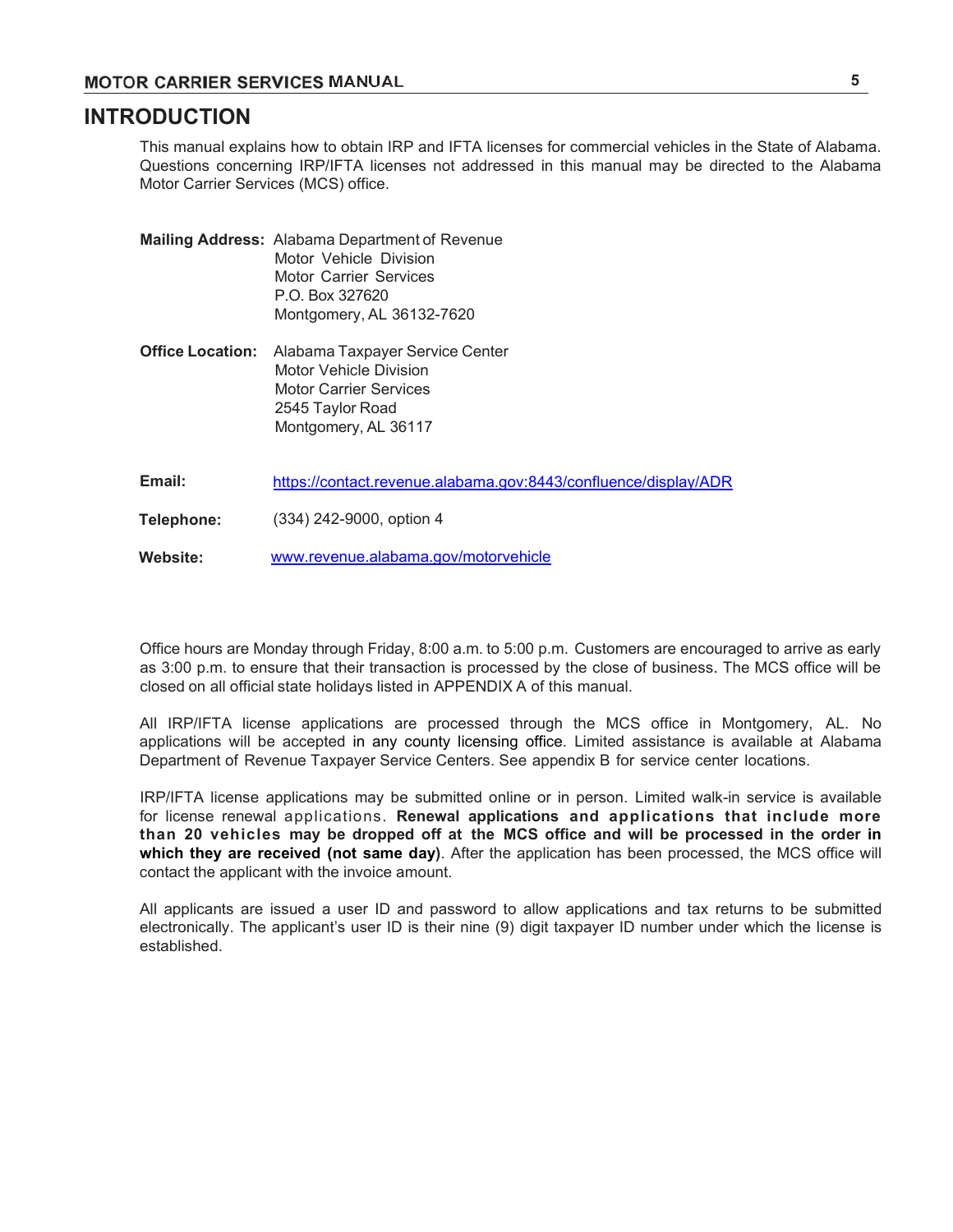# INTRODUCTION

This manual explains how to obtain IRP and IFTA licenses for commercial vehicles in the State of Alabama. Questions concerning IRP/IFTA licenses not addressed in this manual may be directed to the Alabama Motor Carrier Services (MCS) office.

**Mailing Address:** Alabama Department of Revenue
Motor Vehicle Division
Motor Carrier Services
P.O. Box 327620
Montgomery, AL 36132-7620

**Office Location:** Alabama Taxpayer Service Center
Motor Vehicle Division
Motor Carrier Services
2545 Taylor Road
Montgomery, AL 36117

**Email:** https://contact.revenue.alabama.gov:8443/confluence/display/ADR

**Telephone:** (334) 242-9000, option 4

**Website:** www.revenue.alabama.gov/motorvehicle

Office hours are Monday through Friday, 8:00 a.m. to 5:00 p.m. Customers are encouraged to arrive as early as 3:00 p.m. to ensure that their transaction is processed by the close of business. The MCS office will be closed on all official state holidays listed in APPENDIX A of this manual.

All IRP/IFTA license applications are processed through the MCS office in Montgomery, AL. No applications will be accepted in any county licensing office. Limited assistance is available at Alabama Department of Revenue Taxpayer Service Centers. See appendix B for service center locations.

IRP/IFTA license applications may be submitted online or in person. Limited walk-in service is available for license renewal applications. **Renewal applications and applications that include more than 20 vehicles may be dropped off at the MCS office and will be processed in the order in which they are received (not same day)**. After the application has been processed, the MCS office will contact the applicant with the invoice amount.

All applicants are issued a user ID and password to allow applications and tax returns to be submitted electronically. The applicant's user ID is their nine (9) digit taxpayer ID number under which the license is established.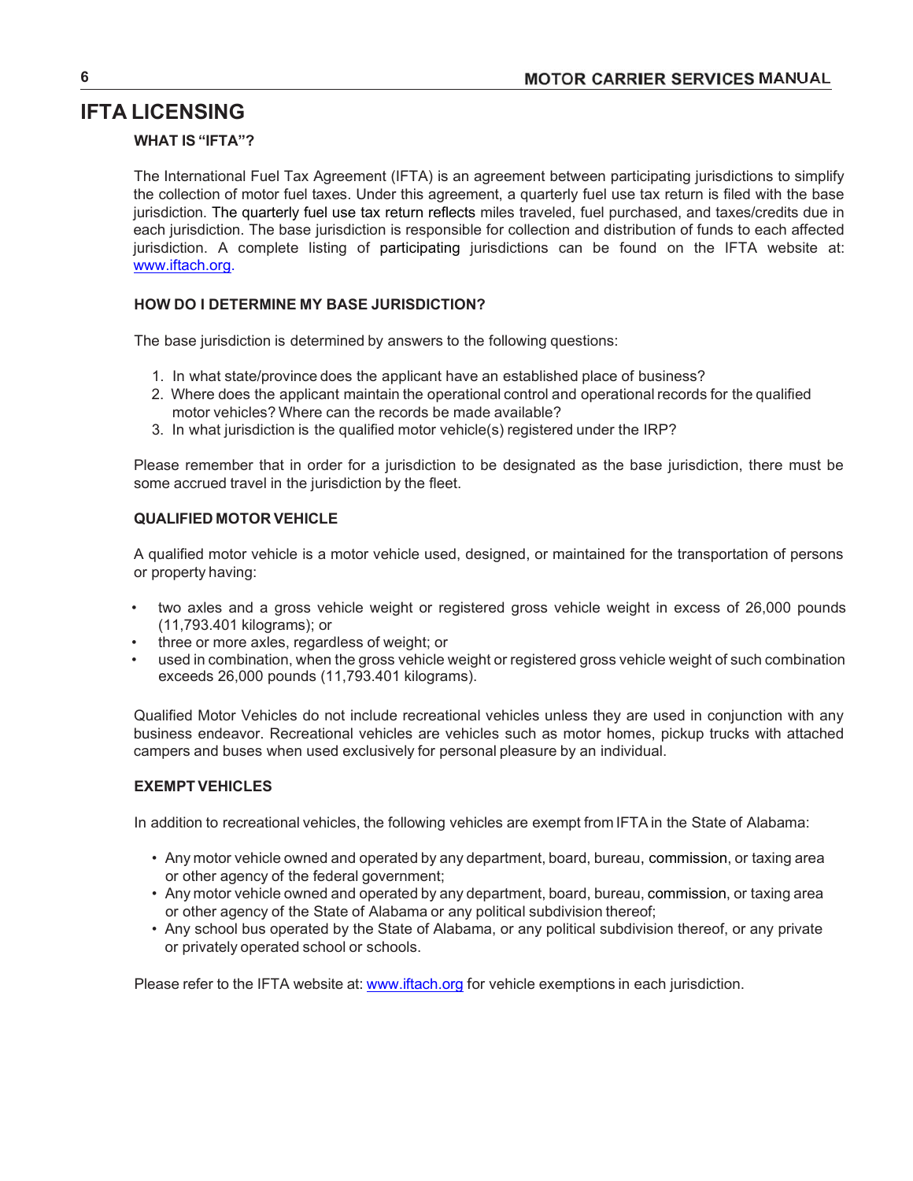# IFTA LICENSING

### WHAT IS "IFTA"?

The International Fuel Tax Agreement (IFTA) is an agreement between participating jurisdictions to simplify the collection of motor fuel taxes. Under this agreement, a quarterly fuel use tax return is filed with the base jurisdiction. The quarterly fuel use tax return reflects miles traveled, fuel purchased, and taxes/credits due in each jurisdiction. The base jurisdiction is responsible for collection and distribution of funds to each affected jurisdiction. A complete listing of participating jurisdictions can be found on the IFTA website at: [www.iftach.org](http://www.iftach.org).

### HOW DO I DETERMINE MY BASE JURISDICTION?

The base jurisdiction is determined by answers to the following questions:

1. In what state/province does the applicant have an established place of business?
2. Where does the applicant maintain the operational control and operational records for the qualified motor vehicles? Where can the records be made available?
3. In what jurisdiction is the qualified motor vehicle(s) registered under the IRP?

Please remember that in order for a jurisdiction to be designated as the base jurisdiction, there must be some accrued travel in the jurisdiction by the fleet.

### QUALIFIED MOTOR VEHICLE

A qualified motor vehicle is a motor vehicle used, designed, or maintained for the transportation of persons or property having:

- two axles and a gross vehicle weight or registered gross vehicle weight in excess of 26,000 pounds (11,793.401 kilograms); or
- three or more axles, regardless of weight; or
- used in combination, when the gross vehicle weight or registered gross vehicle weight of such combination exceeds 26,000 pounds (11,793.401 kilograms).

Qualified Motor Vehicles do not include recreational vehicles unless they are used in conjunction with any business endeavor. Recreational vehicles are vehicles such as motor homes, pickup trucks with attached campers and buses when used exclusively for personal pleasure by an individual.

### EXEMPT VEHICLES

In addition to recreational vehicles, the following vehicles are exempt from IFTA in the State of Alabama:

- Any motor vehicle owned and operated by any department, board, bureau, commission, or taxing area or other agency of the federal government;
- Any motor vehicle owned and operated by any department, board, bureau, commission, or taxing area or other agency of the State of Alabama or any political subdivision thereof;
- Any school bus operated by the State of Alabama, or any political subdivision thereof, or any private or privately operated school or schools.

Please refer to the IFTA website at: [www.iftach.org](http://www.iftach.org) for vehicle exemptions in each jurisdiction.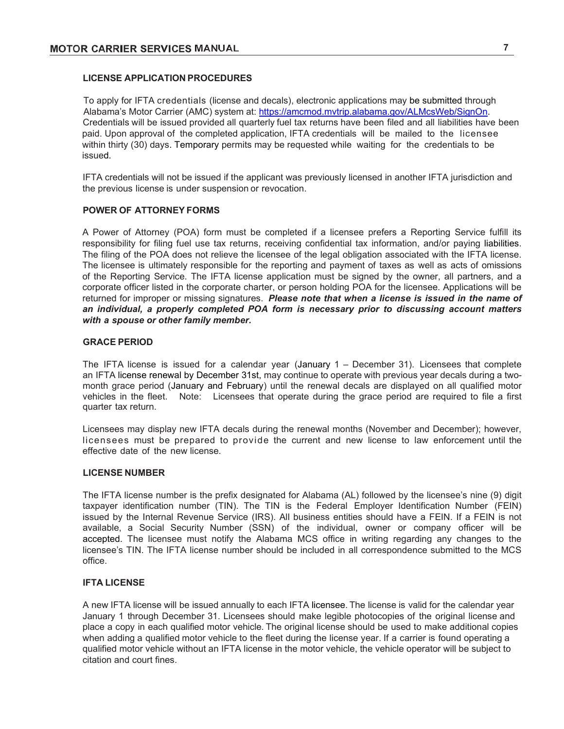## LICENSE APPLICATION PROCEDURES

To apply for IFTA credentials (license and decals), electronic applications may be submitted through Alabama's Motor Carrier (AMC) system at: https://amcmod.mvtrip.alabama.gov/ALMcsWeb/SignOn. Credentials will be issued provided all quarterly fuel tax returns have been filed and all liabilities have been paid. Upon approval of the completed application, IFTA credentials will be mailed to the licensee within thirty (30) days. Temporary permits may be requested while waiting for the credentials to be issued.

IFTA credentials will not be issued if the applicant was previously licensed in another IFTA jurisdiction and the previous license is under suspension or revocation.

## POWER OF ATTORNEY FORMS

A Power of Attorney (POA) form must be completed if a licensee prefers a Reporting Service fulfill its responsibility for filing fuel use tax returns, receiving confidential tax information, and/or paying liabilities. The filing of the POA does not relieve the licensee of the legal obligation associated with the IFTA license. The licensee is ultimately responsible for the reporting and payment of taxes as well as acts of omissions of the Reporting Service. The IFTA license application must be signed by the owner, all partners, and a corporate officer listed in the corporate charter, or person holding POA for the licensee. Applications will be returned for improper or missing signatures. ***Please note that when a license is issued in the name of an individual, a properly completed POA form is necessary prior to discussing account matters with a spouse or other family member.***

## GRACE PERIOD

The IFTA license is issued for a calendar year (January 1 – December 31). Licensees that complete an IFTA license renewal by December 31st, may continue to operate with previous year decals during a two-month grace period (January and February) until the renewal decals are displayed on all qualified motor vehicles in the fleet. Note: Licensees that operate during the grace period are required to file a first quarter tax return.

Licensees may display new IFTA decals during the renewal months (November and December); however, licensees must be prepared to provide the current and new license to law enforcement until the effective date of the new license.

## LICENSE NUMBER

The IFTA license number is the prefix designated for Alabama (AL) followed by the licensee's nine (9) digit taxpayer identification number (TIN). The TIN is the Federal Employer Identification Number (FEIN) issued by the Internal Revenue Service (IRS). All business entities should have a FEIN. If a FEIN is not available, a Social Security Number (SSN) of the individual, owner or company officer will be accepted. The licensee must notify the Alabama MCS office in writing regarding any changes to the licensee's TIN. The IFTA license number should be included in all correspondence submitted to the MCS office.

## IFTA LICENSE

A new IFTA license will be issued annually to each IFTA licensee. The license is valid for the calendar year January 1 through December 31. Licensees should make legible photocopies of the original license and place a copy in each qualified motor vehicle. The original license should be used to make additional copies when adding a qualified motor vehicle to the fleet during the license year. If a carrier is found operating a qualified motor vehicle without an IFTA license in the motor vehicle, the vehicle operator will be subject to citation and court fines.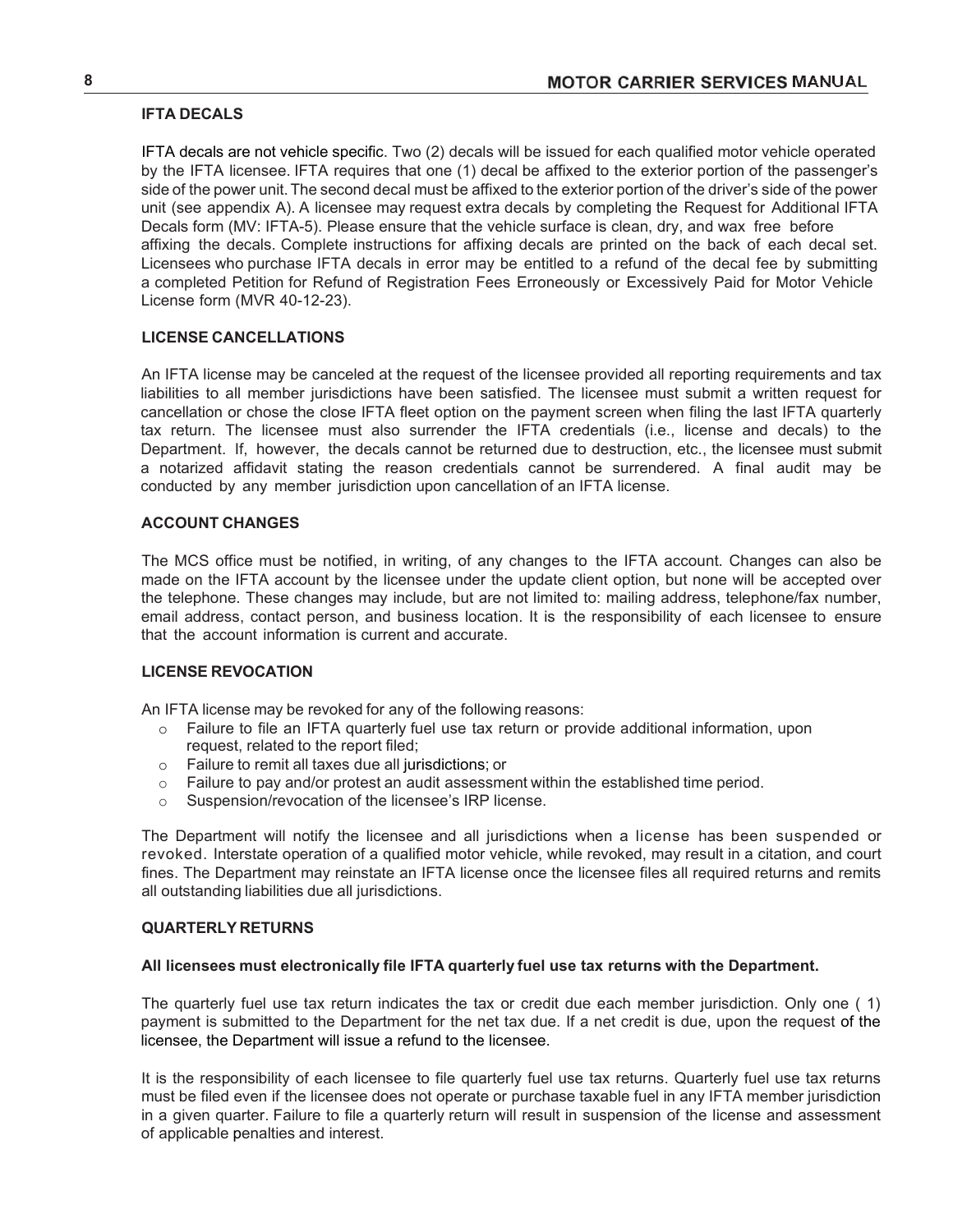## IFTA DECALS

IFTA decals are not vehicle specific. Two (2) decals will be issued for each qualified motor vehicle operated by the IFTA licensee. IFTA requires that one (1) decal be affixed to the exterior portion of the passenger's side of the power unit. The second decal must be affixed to the exterior portion of the driver's side of the power unit (see appendix A). A licensee may request extra decals by completing the Request for Additional IFTA Decals form (MV: IFTA-5). Please ensure that the vehicle surface is clean, dry, and wax free before affixing the decals. Complete instructions for affixing decals are printed on the back of each decal set. Licensees who purchase IFTA decals in error may be entitled to a refund of the decal fee by submitting a completed Petition for Refund of Registration Fees Erroneously or Excessively Paid for Motor Vehicle License form (MVR 40-12-23).

## LICENSE CANCELLATIONS

An IFTA license may be canceled at the request of the licensee provided all reporting requirements and tax liabilities to all member jurisdictions have been satisfied. The licensee must submit a written request for cancellation or chose the close IFTA fleet option on the payment screen when filing the last IFTA quarterly tax return. The licensee must also surrender the IFTA credentials (i.e., license and decals) to the Department. If, however, the decals cannot be returned due to destruction, etc., the licensee must submit a notarized affidavit stating the reason credentials cannot be surrendered. A final audit may be conducted by any member jurisdiction upon cancellation of an IFTA license.

## ACCOUNT CHANGES

The MCS office must be notified, in writing, of any changes to the IFTA account. Changes can also be made on the IFTA account by the licensee under the update client option, but none will be accepted over the telephone. These changes may include, but are not limited to: mailing address, telephone/fax number, email address, contact person, and business location. It is the responsibility of each licensee to ensure that the account information is current and accurate.

## LICENSE REVOCATION

An IFTA license may be revoked for any of the following reasons:

- Failure to file an IFTA quarterly fuel use tax return or provide additional information, upon request, related to the report filed;
- Failure to remit all taxes due all jurisdictions; or
- Failure to pay and/or protest an audit assessment within the established time period.
- Suspension/revocation of the licensee's IRP license.

The Department will notify the licensee and all jurisdictions when a license has been suspended or revoked. Interstate operation of a qualified motor vehicle, while revoked, may result in a citation, and court fines. The Department may reinstate an IFTA license once the licensee files all required returns and remits all outstanding liabilities due all jurisdictions.

## QUARTERLY RETURNS

**All licensees must electronically file IFTA quarterly fuel use tax returns with the Department.**

The quarterly fuel use tax return indicates the tax or credit due each member jurisdiction. Only one ( 1) payment is submitted to the Department for the net tax due. If a net credit is due, upon the request of the licensee, the Department will issue a refund to the licensee.

It is the responsibility of each licensee to file quarterly fuel use tax returns. Quarterly fuel use tax returns must be filed even if the licensee does not operate or purchase taxable fuel in any IFTA member jurisdiction in a given quarter. Failure to file a quarterly return will result in suspension of the license and assessment of applicable penalties and interest.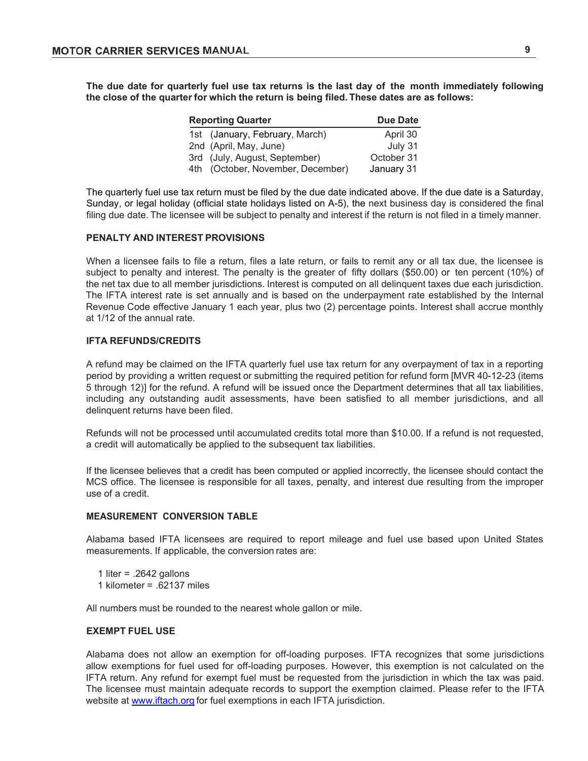**The due date for quarterly fuel use tax returns is the last day of the month immediately following the close of the quarter for which the return is being filed. These dates are as follows:**

| Reporting Quarter | Due Date |
|---|---|
| 1st (January, February, March) | April 30 |
| 2nd (April, May, June) | July 31 |
| 3rd (July, August, September) | October 31 |
| 4th (October, November, December) | January 31 |

The quarterly fuel use tax return must be filed by the due date indicated above. If the due date is a Saturday, Sunday, or legal holiday (official state holidays listed on A-5), the next business day is considered the final filing due date. The licensee will be subject to penalty and interest if the return is not filed in a timely manner.

### PENALTY AND INTEREST PROVISIONS

When a licensee fails to file a return, files a late return, or fails to remit any or all tax due, the licensee is subject to penalty and interest. The penalty is the greater of fifty dollars ($50.00) or ten percent (10%) of the net tax due to all member jurisdictions. Interest is computed on all delinquent taxes due each jurisdiction. The IFTA interest rate is set annually and is based on the underpayment rate established by the Internal Revenue Code effective January 1 each year, plus two (2) percentage points. Interest shall accrue monthly at 1/12 of the annual rate.

### IFTA REFUNDS/CREDITS

A refund may be claimed on the IFTA quarterly fuel use tax return for any overpayment of tax in a reporting period by providing a written request or submitting the required petition for refund form [MVR 40-12-23 (items 5 through 12)] for the refund. A refund will be issued once the Department determines that all tax liabilities, including any outstanding audit assessments, have been satisfied to all member jurisdictions, and all delinquent returns have been filed.

Refunds will not be processed until accumulated credits total more than $10.00. If a refund is not requested, a credit will automatically be applied to the subsequent tax liabilities.

If the licensee believes that a credit has been computed or applied incorrectly, the licensee should contact the MCS office. The licensee is responsible for all taxes, penalty, and interest due resulting from the improper use of a credit.

### MEASUREMENT CONVERSION TABLE

Alabama based IFTA licensees are required to report mileage and fuel use based upon United States measurements. If applicable, the conversion rates are:

1 liter = .2642 gallons
1 kilometer = .62137 miles

All numbers must be rounded to the nearest whole gallon or mile.

### EXEMPT FUEL USE

Alabama does not allow an exemption for off-loading purposes. IFTA recognizes that some jurisdictions allow exemptions for fuel used for off-loading purposes. However, this exemption is not calculated on the IFTA return. Any refund for exempt fuel must be requested from the jurisdiction in which the tax was paid. The licensee must maintain adequate records to support the exemption claimed. Please refer to the IFTA website at www.iftach.org for fuel exemptions in each IFTA jurisdiction.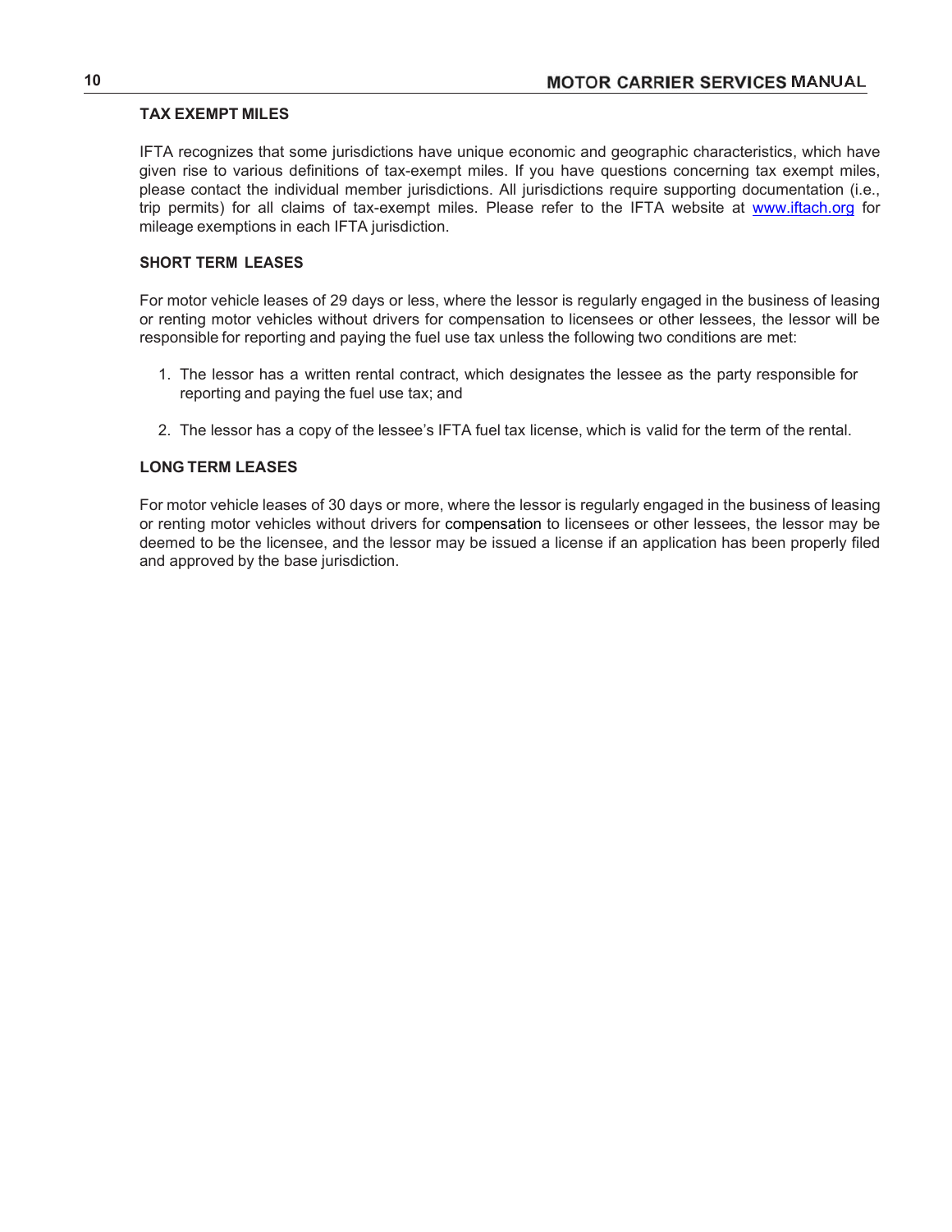## TAX EXEMPT MILES

IFTA recognizes that some jurisdictions have unique economic and geographic characteristics, which have given rise to various definitions of tax-exempt miles. If you have questions concerning tax exempt miles, please contact the individual member jurisdictions. All jurisdictions require supporting documentation (i.e., trip permits) for all claims of tax-exempt miles. Please refer to the IFTA website at [www.iftach.org](http://www.iftach.org) for mileage exemptions in each IFTA jurisdiction.

## SHORT TERM LEASES

For motor vehicle leases of 29 days or less, where the lessor is regularly engaged in the business of leasing or renting motor vehicles without drivers for compensation to licensees or other lessees, the lessor will be responsible for reporting and paying the fuel use tax unless the following two conditions are met:

1. The lessor has a written rental contract, which designates the lessee as the party responsible for reporting and paying the fuel use tax; and

2. The lessor has a copy of the lessee's IFTA fuel tax license, which is valid for the term of the rental.

## LONG TERM LEASES

For motor vehicle leases of 30 days or more, where the lessor is regularly engaged in the business of leasing or renting motor vehicles without drivers for compensation to licensees or other lessees, the lessor may be deemed to be the licensee, and the lessor may be issued a license if an application has been properly filed and approved by the base jurisdiction.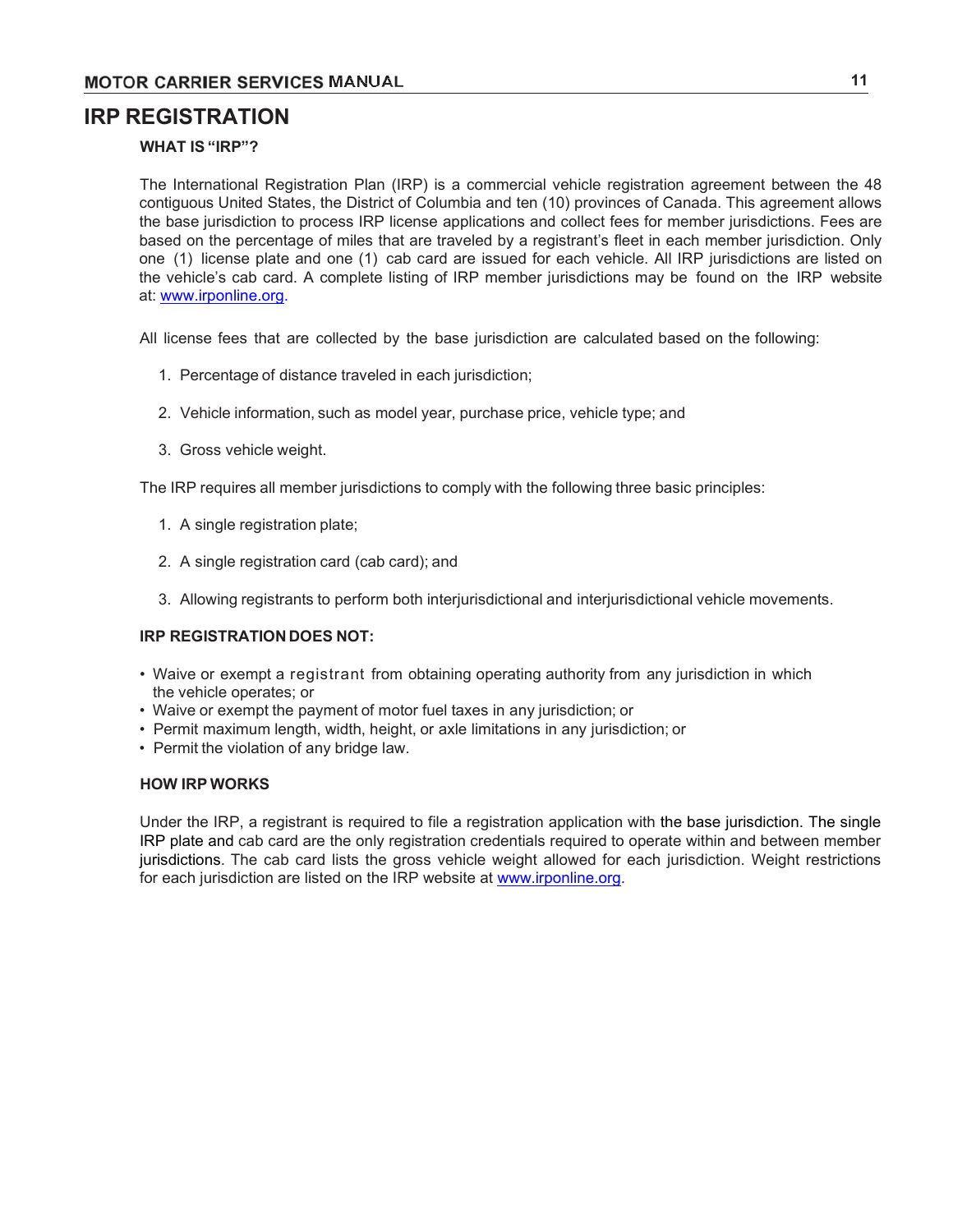## IRP REGISTRATION

### WHAT IS "IRP"?

The International Registration Plan (IRP) is a commercial vehicle registration agreement between the 48 contiguous United States, the District of Columbia and ten (10) provinces of Canada. This agreement allows the base jurisdiction to process IRP license applications and collect fees for member jurisdictions. Fees are based on the percentage of miles that are traveled by a registrant's fleet in each member jurisdiction. Only one (1) license plate and one (1) cab card are issued for each vehicle. All IRP jurisdictions are listed on the vehicle's cab card. A complete listing of IRP member jurisdictions may be found on the IRP website at: [www.irponline.org](http://www.irponline.org).

All license fees that are collected by the base jurisdiction are calculated based on the following:

1. Percentage of distance traveled in each jurisdiction;
2. Vehicle information, such as model year, purchase price, vehicle type; and
3. Gross vehicle weight.

The IRP requires all member jurisdictions to comply with the following three basic principles:

1. A single registration plate;
2. A single registration card (cab card); and
3. Allowing registrants to perform both interjurisdictional and interjurisdictional vehicle movements.

### IRP REGISTRATION DOES NOT:

- Waive or exempt a registrant from obtaining operating authority from any jurisdiction in which the vehicle operates; or
- Waive or exempt the payment of motor fuel taxes in any jurisdiction; or
- Permit maximum length, width, height, or axle limitations in any jurisdiction; or
- Permit the violation of any bridge law.

### HOW IRP WORKS

Under the IRP, a registrant is required to file a registration application with the base jurisdiction. The single IRP plate and cab card are the only registration credentials required to operate within and between member jurisdictions. The cab card lists the gross vehicle weight allowed for each jurisdiction. Weight restrictions for each jurisdiction are listed on the IRP website at [www.irponline.org](http://www.irponline.org).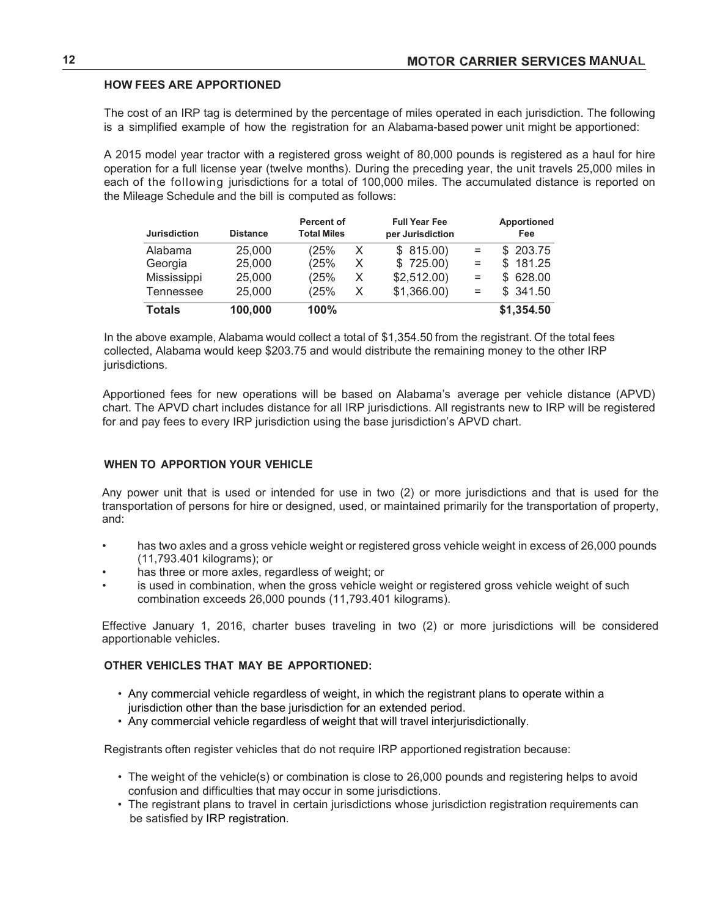## HOW FEES ARE APPORTIONED

The cost of an IRP tag is determined by the percentage of miles operated in each jurisdiction. The following is a simplified example of how the registration for an Alabama-based power unit might be apportioned:

A 2015 model year tractor with a registered gross weight of 80,000 pounds is registered as a haul for hire operation for a full license year (twelve months). During the preceding year, the unit travels 25,000 miles in each of the following jurisdictions for a total of 100,000 miles. The accumulated distance is reported on the Mileage Schedule and the bill is computed as follows:

| Jurisdiction | Distance | Percent of Total Miles | | Full Year Fee per Jurisdiction | | Apportioned Fee |
|---|---|---|---|---|---|---|
| Alabama | 25,000 | (25% | X | $ 815.00) | = | $ 203.75 |
| Georgia | 25,000 | (25% | X | $ 725.00) | = | $ 181.25 |
| Mississippi | 25,000 | (25% | X | $2,512.00) | = | $ 628.00 |
| Tennessee | 25,000 | (25% | X | $1,366.00) | = | $ 341.50 |
| **Totals** | **100,000** | **100%** | | | | **$1,354.50** |

In the above example, Alabama would collect a total of $1,354.50 from the registrant. Of the total fees collected, Alabama would keep $203.75 and would distribute the remaining money to the other IRP jurisdictions.

Apportioned fees for new operations will be based on Alabama's average per vehicle distance (APVD) chart. The APVD chart includes distance for all IRP jurisdictions. All registrants new to IRP will be registered for and pay fees to every IRP jurisdiction using the base jurisdiction's APVD chart.

## WHEN TO APPORTION YOUR VEHICLE

Any power unit that is used or intended for use in two (2) or more jurisdictions and that is used for the transportation of persons for hire or designed, used, or maintained primarily for the transportation of property, and:

- has two axles and a gross vehicle weight or registered gross vehicle weight in excess of 26,000 pounds (11,793.401 kilograms); or
- has three or more axles, regardless of weight; or
- is used in combination, when the gross vehicle weight or registered gross vehicle weight of such combination exceeds 26,000 pounds (11,793.401 kilograms).

Effective January 1, 2016, charter buses traveling in two (2) or more jurisdictions will be considered apportionable vehicles.

### OTHER VEHICLES THAT MAY BE APPORTIONED:

- Any commercial vehicle regardless of weight, in which the registrant plans to operate within a jurisdiction other than the base jurisdiction for an extended period.
- Any commercial vehicle regardless of weight that will travel interjurisdictionally.

Registrants often register vehicles that do not require IRP apportioned registration because:

- The weight of the vehicle(s) or combination is close to 26,000 pounds and registering helps to avoid confusion and difficulties that may occur in some jurisdictions.
- The registrant plans to travel in certain jurisdictions whose jurisdiction registration requirements can be satisfied by IRP registration.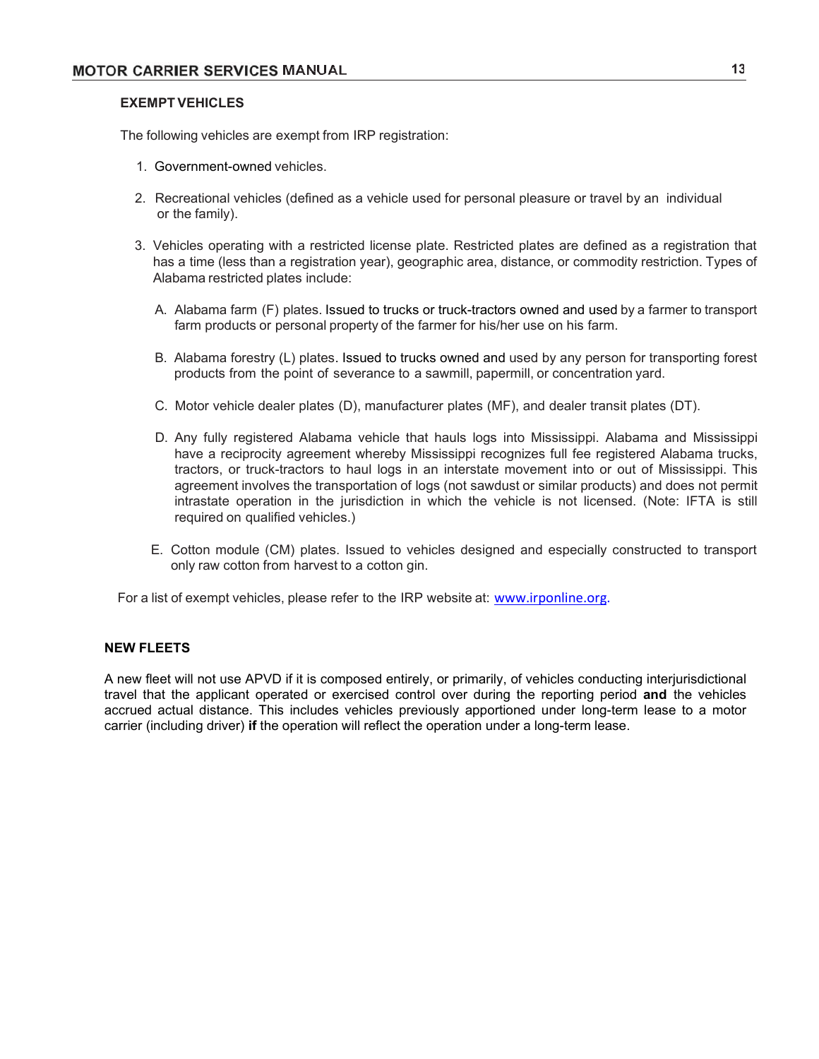### EXEMPT VEHICLES

The following vehicles are exempt from IRP registration:

1. Government-owned vehicles.
2. Recreational vehicles (defined as a vehicle used for personal pleasure or travel by an individual or the family).
3. Vehicles operating with a restricted license plate. Restricted plates are defined as a registration that has a time (less than a registration year), geographic area, distance, or commodity restriction. Types of Alabama restricted plates include:

   A. Alabama farm (F) plates. Issued to trucks or truck-tractors owned and used by a farmer to transport farm products or personal property of the farmer for his/her use on his farm.

   B. Alabama forestry (L) plates. Issued to trucks owned and used by any person for transporting forest products from the point of severance to a sawmill, papermill, or concentration yard.

   C. Motor vehicle dealer plates (D), manufacturer plates (MF), and dealer transit plates (DT).

   D. Any fully registered Alabama vehicle that hauls logs into Mississippi. Alabama and Mississippi have a reciprocity agreement whereby Mississippi recognizes full fee registered Alabama trucks, tractors, or truck-tractors to haul logs in an interstate movement into or out of Mississippi. This agreement involves the transportation of logs (not sawdust or similar products) and does not permit intrastate operation in the jurisdiction in which the vehicle is not licensed. (Note: IFTA is still required on qualified vehicles.)

   E. Cotton module (CM) plates. Issued to vehicles designed and especially constructed to transport only raw cotton from harvest to a cotton gin.

For a list of exempt vehicles, please refer to the IRP website at: [www.irponline.org](http://www.irponline.org).

### NEW FLEETS

A new fleet will not use APVD if it is composed entirely, or primarily, of vehicles conducting interjurisdictional travel that the applicant operated or exercised control over during the reporting period **and** the vehicles accrued actual distance. This includes vehicles previously apportioned under long-term lease to a motor carrier (including driver) **if** the operation will reflect the operation under a long-term lease.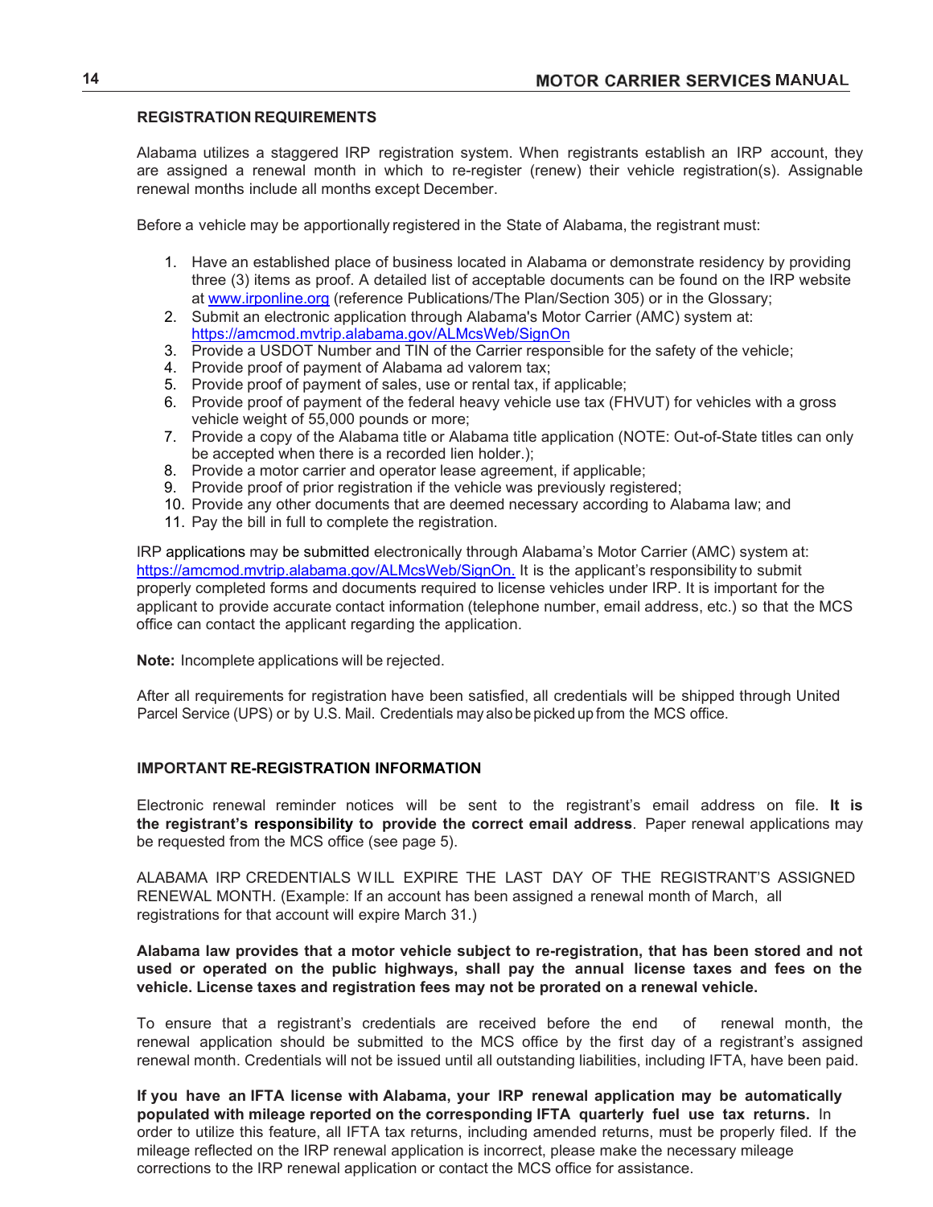## REGISTRATION REQUIREMENTS

Alabama utilizes a staggered IRP registration system. When registrants establish an IRP account, they are assigned a renewal month in which to re-register (renew) their vehicle registration(s). Assignable renewal months include all months except December.

Before a vehicle may be apportionally registered in the State of Alabama, the registrant must:

1. Have an established place of business located in Alabama or demonstrate residency by providing three (3) items as proof. A detailed list of acceptable documents can be found on the IRP website at www.irponline.org (reference Publications/The Plan/Section 305) or in the Glossary;
2. Submit an electronic application through Alabama's Motor Carrier (AMC) system at: https://amcmod.mvtrip.alabama.gov/ALMcsWeb/SignOn
3. Provide a USDOT Number and TIN of the Carrier responsible for the safety of the vehicle;
4. Provide proof of payment of Alabama ad valorem tax;
5. Provide proof of payment of sales, use or rental tax, if applicable;
6. Provide proof of payment of the federal heavy vehicle use tax (FHVUT) for vehicles with a gross vehicle weight of 55,000 pounds or more;
7. Provide a copy of the Alabama title or Alabama title application (NOTE: Out-of-State titles can only be accepted when there is a recorded lien holder.);
8. Provide a motor carrier and operator lease agreement, if applicable;
9. Provide proof of prior registration if the vehicle was previously registered;
10. Provide any other documents that are deemed necessary according to Alabama law; and
11. Pay the bill in full to complete the registration.

IRP applications may be submitted electronically through Alabama's Motor Carrier (AMC) system at: https://amcmod.mvtrip.alabama.gov/ALMcsWeb/SignOn. It is the applicant's responsibility to submit properly completed forms and documents required to license vehicles under IRP. It is important for the applicant to provide accurate contact information (telephone number, email address, etc.) so that the MCS office can contact the applicant regarding the application.

**Note:** Incomplete applications will be rejected.

After all requirements for registration have been satisfied, all credentials will be shipped through United Parcel Service (UPS) or by U.S. Mail. Credentials may also be picked up from the MCS office.

## IMPORTANT RE-REGISTRATION INFORMATION

Electronic renewal reminder notices will be sent to the registrant's email address on file. **It is the registrant's responsibility to provide the correct email address**. Paper renewal applications may be requested from the MCS office (see page 5).

ALABAMA IRP CREDENTIALS WILL EXPIRE THE LAST DAY OF THE REGISTRANT'S ASSIGNED RENEWAL MONTH. (Example: If an account has been assigned a renewal month of March, all registrations for that account will expire March 31.)

**Alabama law provides that a motor vehicle subject to re-registration, that has been stored and not used or operated on the public highways, shall pay the annual license taxes and fees on the vehicle. License taxes and registration fees may not be prorated on a renewal vehicle.**

To ensure that a registrant's credentials are received before the end of renewal month, the renewal application should be submitted to the MCS office by the first day of a registrant's assigned renewal month. Credentials will not be issued until all outstanding liabilities, including IFTA, have been paid.

**If you have an IFTA license with Alabama, your IRP renewal application may be automatically populated with mileage reported on the corresponding IFTA quarterly fuel use tax returns.** In order to utilize this feature, all IFTA tax returns, including amended returns, must be properly filed. If the mileage reflected on the IRP renewal application is incorrect, please make the necessary mileage corrections to the IRP renewal application or contact the MCS office for assistance.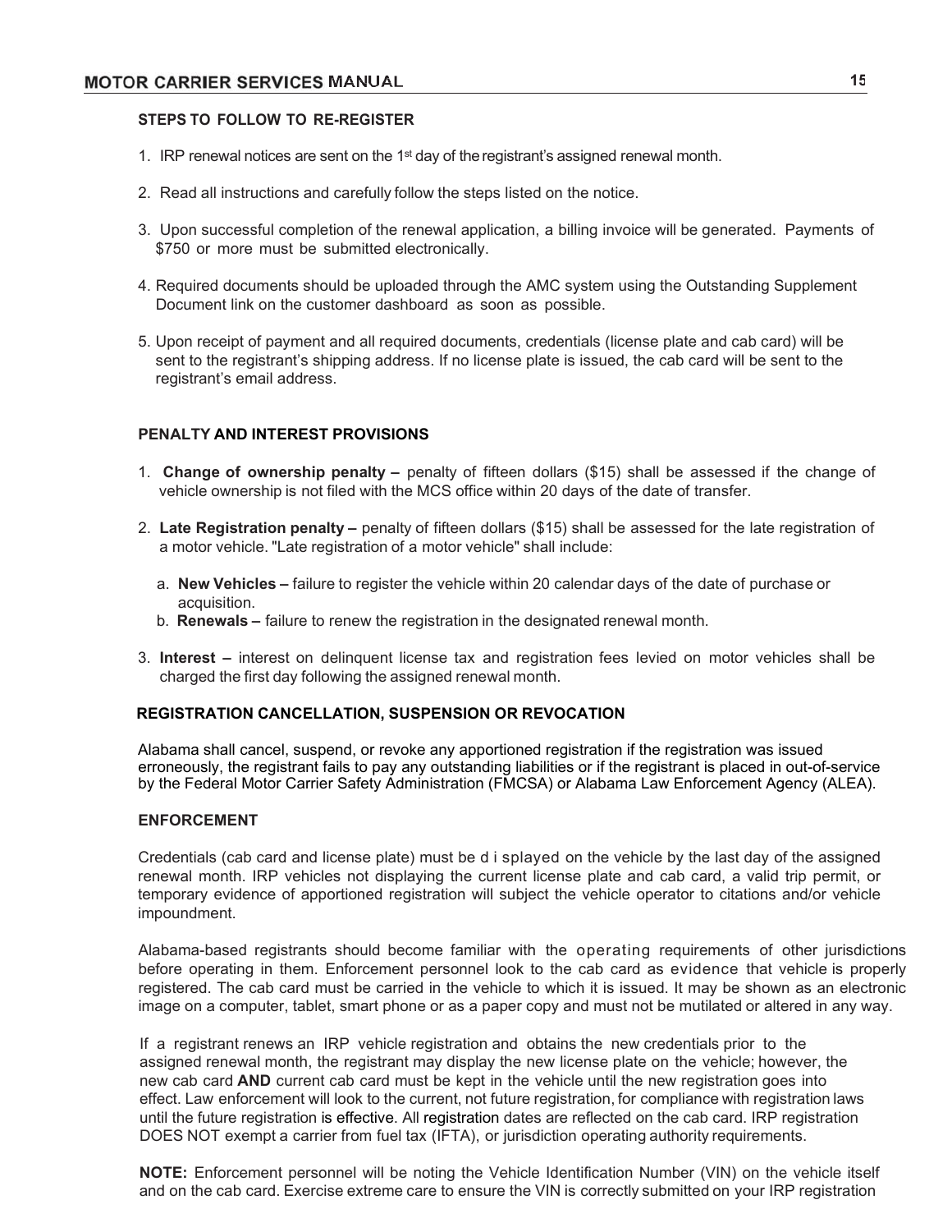### STEPS TO FOLLOW TO RE-REGISTER

1. IRP renewal notices are sent on the 1st day of the registrant's assigned renewal month.

2. Read all instructions and carefully follow the steps listed on the notice.

3. Upon successful completion of the renewal application, a billing invoice will be generated. Payments of $750 or more must be submitted electronically.

4. Required documents should be uploaded through the AMC system using the Outstanding Supplement Document link on the customer dashboard as soon as possible.

5. Upon receipt of payment and all required documents, credentials (license plate and cab card) will be sent to the registrant's shipping address. If no license plate is issued, the cab card will be sent to the registrant's email address.

### PENALTY AND INTEREST PROVISIONS

1. **Change of ownership penalty –** penalty of fifteen dollars ($15) shall be assessed if the change of vehicle ownership is not filed with the MCS office within 20 days of the date of transfer.

2. **Late Registration penalty –** penalty of fifteen dollars ($15) shall be assessed for the late registration of a motor vehicle. "Late registration of a motor vehicle" shall include:

   a. **New Vehicles –** failure to register the vehicle within 20 calendar days of the date of purchase or acquisition.
   b. **Renewals –** failure to renew the registration in the designated renewal month.

3. **Interest –** interest on delinquent license tax and registration fees levied on motor vehicles shall be charged the first day following the assigned renewal month.

### REGISTRATION CANCELLATION, SUSPENSION OR REVOCATION

Alabama shall cancel, suspend, or revoke any apportioned registration if the registration was issued erroneously, the registrant fails to pay any outstanding liabilities or if the registrant is placed in out-of-service by the Federal Motor Carrier Safety Administration (FMCSA) or Alabama Law Enforcement Agency (ALEA).

### ENFORCEMENT

Credentials (cab card and license plate) must be displayed on the vehicle by the last day of the assigned renewal month. IRP vehicles not displaying the current license plate and cab card, a valid trip permit, or temporary evidence of apportioned registration will subject the vehicle operator to citations and/or vehicle impoundment.

Alabama-based registrants should become familiar with the operating requirements of other jurisdictions before operating in them. Enforcement personnel look to the cab card as evidence that vehicle is properly registered. The cab card must be carried in the vehicle to which it is issued. It may be shown as an electronic image on a computer, tablet, smart phone or as a paper copy and must not be mutilated or altered in any way.

If a registrant renews an IRP vehicle registration and obtains the new credentials prior to the assigned renewal month, the registrant may display the new license plate on the vehicle; however, the new cab card **AND** current cab card must be kept in the vehicle until the new registration goes into effect. Law enforcement will look to the current, not future registration, for compliance with registration laws until the future registration is effective. All registration dates are reflected on the cab card. IRP registration DOES NOT exempt a carrier from fuel tax (IFTA), or jurisdiction operating authority requirements.

**NOTE:** Enforcement personnel will be noting the Vehicle Identification Number (VIN) on the vehicle itself and on the cab card. Exercise extreme care to ensure the VIN is correctly submitted on your IRP registration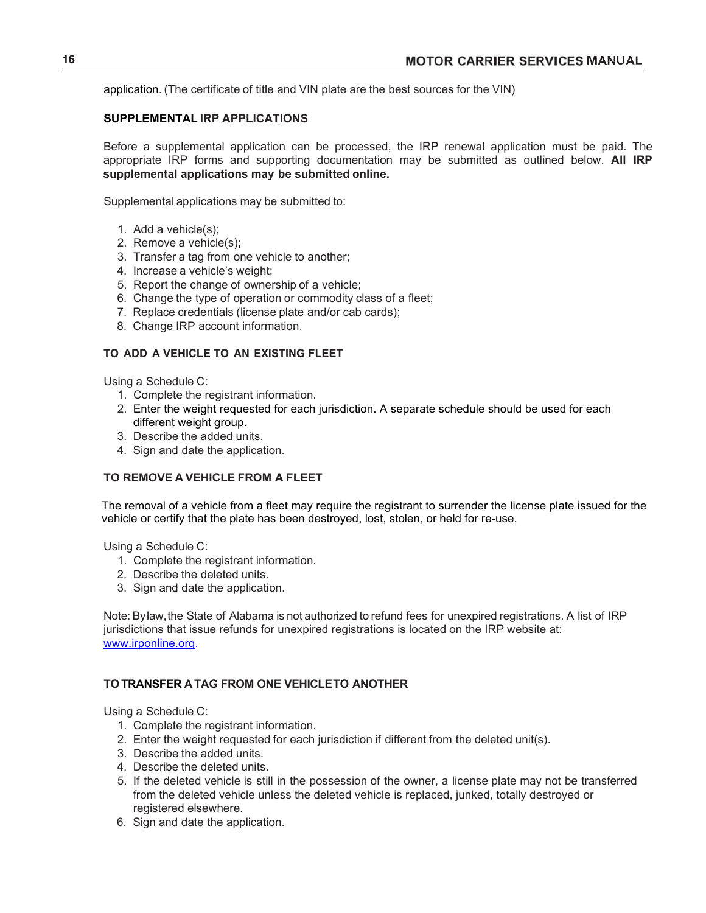application. (The certificate of title and VIN plate are the best sources for the VIN)

## SUPPLEMENTAL IRP APPLICATIONS

Before a supplemental application can be processed, the IRP renewal application must be paid. The appropriate IRP forms and supporting documentation may be submitted as outlined below. **All IRP supplemental applications may be submitted online.**

Supplemental applications may be submitted to:

1. Add a vehicle(s);
2. Remove a vehicle(s);
3. Transfer a tag from one vehicle to another;
4. Increase a vehicle's weight;
5. Report the change of ownership of a vehicle;
6. Change the type of operation or commodity class of a fleet;
7. Replace credentials (license plate and/or cab cards);
8. Change IRP account information.

### TO ADD A VEHICLE TO AN EXISTING FLEET

Using a Schedule C:

1. Complete the registrant information.
2. Enter the weight requested for each jurisdiction. A separate schedule should be used for each different weight group.
3. Describe the added units.
4. Sign and date the application.

### TO REMOVE A VEHICLE FROM A FLEET

The removal of a vehicle from a fleet may require the registrant to surrender the license plate issued for the vehicle or certify that the plate has been destroyed, lost, stolen, or held for re-use.

Using a Schedule C:

1. Complete the registrant information.
2. Describe the deleted units.
3. Sign and date the application.

Note: By law, the State of Alabama is not authorized to refund fees for unexpired registrations. A list of IRP jurisdictions that issue refunds for unexpired registrations is located on the IRP website at: www.irponline.org.

### TO TRANSFER A TAG FROM ONE VEHICLE TO ANOTHER

Using a Schedule C:

1. Complete the registrant information.
2. Enter the weight requested for each jurisdiction if different from the deleted unit(s).
3. Describe the added units.
4. Describe the deleted units.
5. If the deleted vehicle is still in the possession of the owner, a license plate may not be transferred from the deleted vehicle unless the deleted vehicle is replaced, junked, totally destroyed or registered elsewhere.
6. Sign and date the application.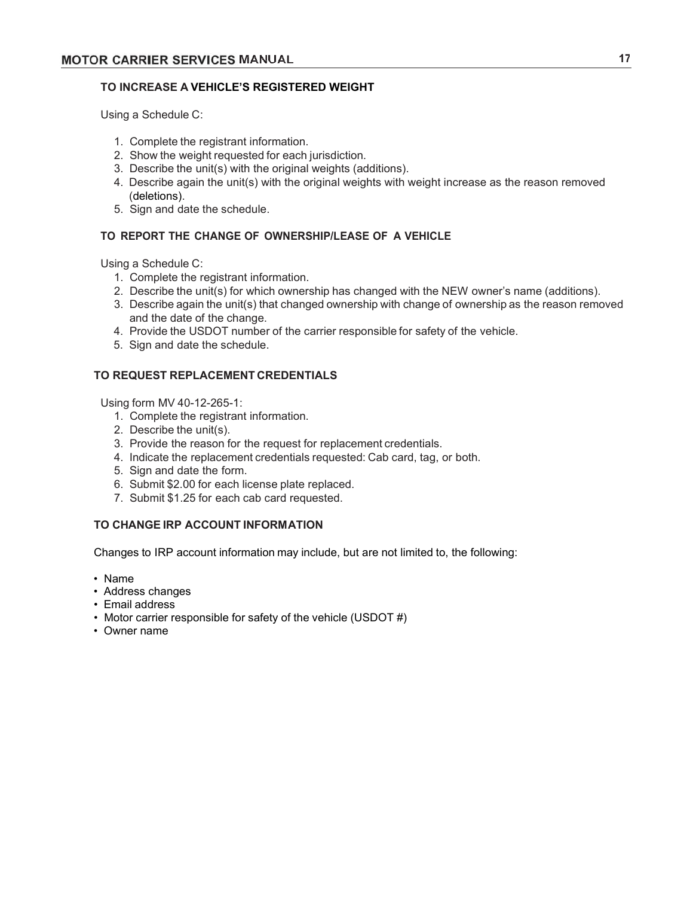### TO INCREASE A VEHICLE'S REGISTERED WEIGHT

Using a Schedule C:

1. Complete the registrant information.
2. Show the weight requested for each jurisdiction.
3. Describe the unit(s) with the original weights (additions).
4. Describe again the unit(s) with the original weights with weight increase as the reason removed (deletions).
5. Sign and date the schedule.

### TO REPORT THE CHANGE OF OWNERSHIP/LEASE OF A VEHICLE

Using a Schedule C:

1. Complete the registrant information.
2. Describe the unit(s) for which ownership has changed with the NEW owner's name (additions).
3. Describe again the unit(s) that changed ownership with change of ownership as the reason removed and the date of the change.
4. Provide the USDOT number of the carrier responsible for safety of the vehicle.
5. Sign and date the schedule.

### TO REQUEST REPLACEMENT CREDENTIALS

Using form MV 40-12-265-1:

1. Complete the registrant information.
2. Describe the unit(s).
3. Provide the reason for the request for replacement credentials.
4. Indicate the replacement credentials requested: Cab card, tag, or both.
5. Sign and date the form.
6. Submit $2.00 for each license plate replaced.
7. Submit $1.25 for each cab card requested.

### TO CHANGE IRP ACCOUNT INFORMATION

Changes to IRP account information may include, but are not limited to, the following:

- Name
- Address changes
- Email address
- Motor carrier responsible for safety of the vehicle (USDOT #)
- Owner name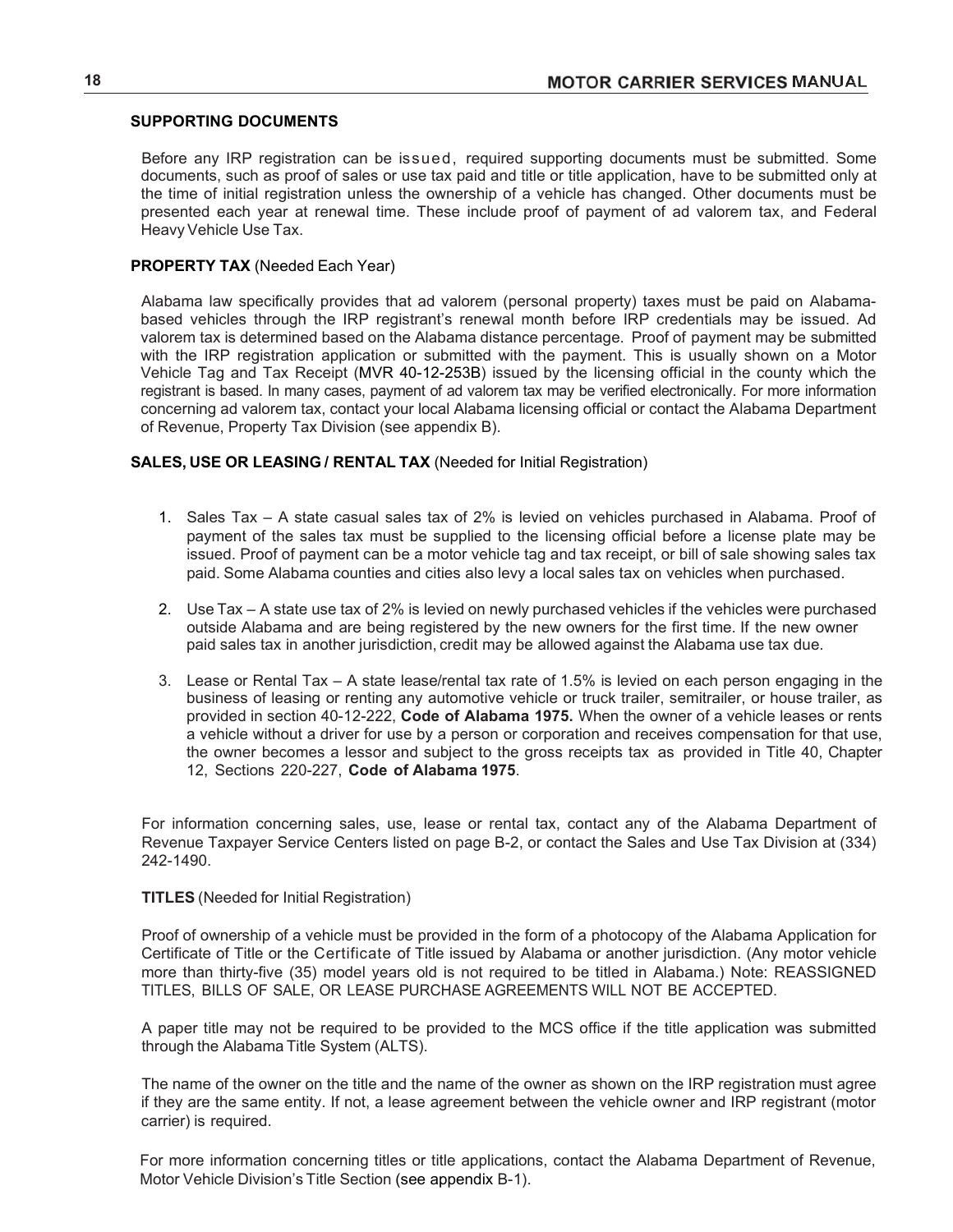## SUPPORTING DOCUMENTS

Before any IRP registration can be issued, required supporting documents must be submitted. Some documents, such as proof of sales or use tax paid and title or title application, have to be submitted only at the time of initial registration unless the ownership of a vehicle has changed. Other documents must be presented each year at renewal time. These include proof of payment of ad valorem tax, and Federal Heavy Vehicle Use Tax.

### PROPERTY TAX (Needed Each Year)

Alabama law specifically provides that ad valorem (personal property) taxes must be paid on Alabama-based vehicles through the IRP registrant's renewal month before IRP credentials may be issued. Ad valorem tax is determined based on the Alabama distance percentage. Proof of payment may be submitted with the IRP registration application or submitted with the payment. This is usually shown on a Motor Vehicle Tag and Tax Receipt (MVR 40-12-253B) issued by the licensing official in the county which the registrant is based. In many cases, payment of ad valorem tax may be verified electronically. For more information concerning ad valorem tax, contact your local Alabama licensing official or contact the Alabama Department of Revenue, Property Tax Division (see appendix B).

### SALES, USE OR LEASING / RENTAL TAX (Needed for Initial Registration)

1. Sales Tax – A state casual sales tax of 2% is levied on vehicles purchased in Alabama. Proof of payment of the sales tax must be supplied to the licensing official before a license plate may be issued. Proof of payment can be a motor vehicle tag and tax receipt, or bill of sale showing sales tax paid. Some Alabama counties and cities also levy a local sales tax on vehicles when purchased.

2. Use Tax – A state use tax of 2% is levied on newly purchased vehicles if the vehicles were purchased outside Alabama and are being registered by the new owners for the first time. If the new owner paid sales tax in another jurisdiction, credit may be allowed against the Alabama use tax due.

3. Lease or Rental Tax – A state lease/rental tax rate of 1.5% is levied on each person engaging in the business of leasing or renting any automotive vehicle or truck trailer, semitrailer, or house trailer, as provided in section 40-12-222, **Code of Alabama 1975.** When the owner of a vehicle leases or rents a vehicle without a driver for use by a person or corporation and receives compensation for that use, the owner becomes a lessor and subject to the gross receipts tax as provided in Title 40, Chapter 12, Sections 220-227, **Code of Alabama 1975**.

For information concerning sales, use, lease or rental tax, contact any of the Alabama Department of Revenue Taxpayer Service Centers listed on page B-2, or contact the Sales and Use Tax Division at (334) 242-1490.

### TITLES (Needed for Initial Registration)

Proof of ownership of a vehicle must be provided in the form of a photocopy of the Alabama Application for Certificate of Title or the Certificate of Title issued by Alabama or another jurisdiction. (Any motor vehicle more than thirty-five (35) model years old is not required to be titled in Alabama.) Note: REASSIGNED TITLES, BILLS OF SALE, OR LEASE PURCHASE AGREEMENTS WILL NOT BE ACCEPTED.

A paper title may not be required to be provided to the MCS office if the title application was submitted through the Alabama Title System (ALTS).

The name of the owner on the title and the name of the owner as shown on the IRP registration must agree if they are the same entity. If not, a lease agreement between the vehicle owner and IRP registrant (motor carrier) is required.

For more information concerning titles or title applications, contact the Alabama Department of Revenue, Motor Vehicle Division's Title Section (see appendix B-1).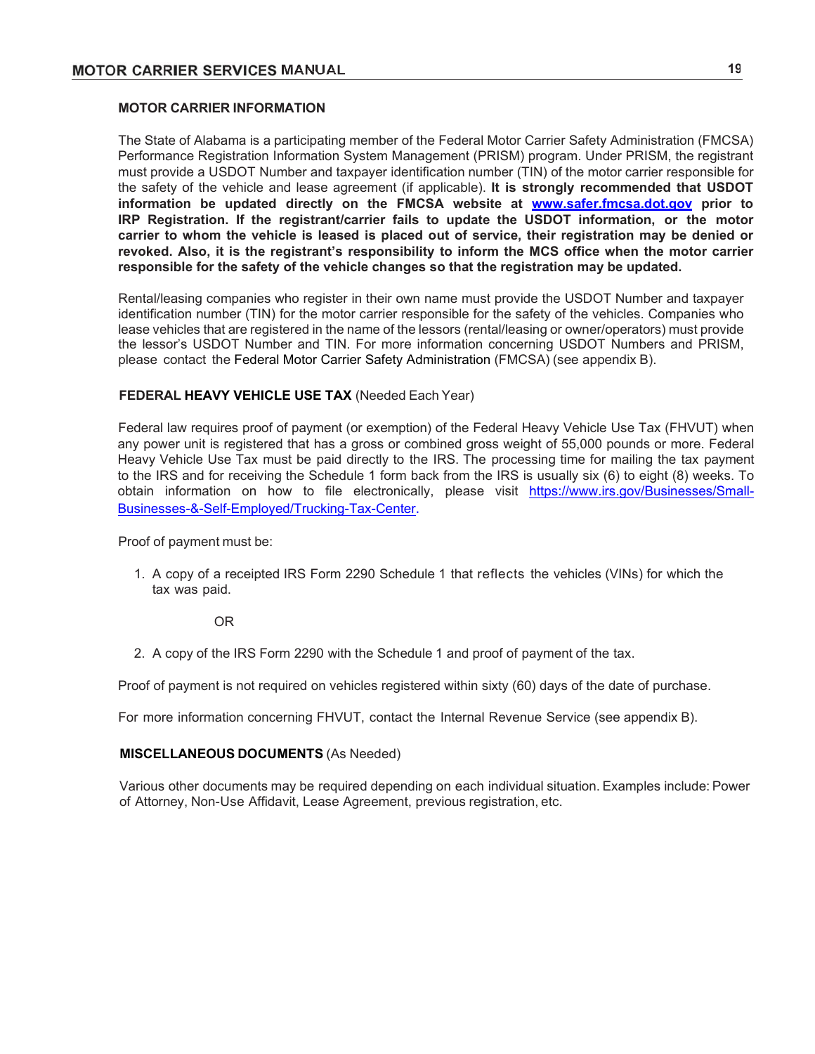## MOTOR CARRIER INFORMATION

The State of Alabama is a participating member of the Federal Motor Carrier Safety Administration (FMCSA) Performance Registration Information System Management (PRISM) program. Under PRISM, the registrant must provide a USDOT Number and taxpayer identification number (TIN) of the motor carrier responsible for the safety of the vehicle and lease agreement (if applicable). **It is strongly recommended that USDOT information be updated directly on the FMCSA website at [www.safer.fmcsa.dot.gov](http://www.safer.fmcsa.dot.gov) prior to IRP Registration. If the registrant/carrier fails to update the USDOT information, or the motor carrier to whom the vehicle is leased is placed out of service, their registration may be denied or revoked. Also, it is the registrant's responsibility to inform the MCS office when the motor carrier responsible for the safety of the vehicle changes so that the registration may be updated.**

Rental/leasing companies who register in their own name must provide the USDOT Number and taxpayer identification number (TIN) for the motor carrier responsible for the safety of the vehicles. Companies who lease vehicles that are registered in the name of the lessors (rental/leasing or owner/operators) must provide the lessor's USDOT Number and TIN. For more information concerning USDOT Numbers and PRISM, please contact the Federal Motor Carrier Safety Administration (FMCSA) (see appendix B).

## FEDERAL HEAVY VEHICLE USE TAX (Needed Each Year)

Federal law requires proof of payment (or exemption) of the Federal Heavy Vehicle Use Tax (FHVUT) when any power unit is registered that has a gross or combined gross weight of 55,000 pounds or more. Federal Heavy Vehicle Use Tax must be paid directly to the IRS. The processing time for mailing the tax payment to the IRS and for receiving the Schedule 1 form back from the IRS is usually six (6) to eight (8) weeks. To obtain information on how to file electronically, please visit [https://www.irs.gov/Businesses/Small-Businesses-&-Self-Employed/Trucking-Tax-Center](https://www.irs.gov/Businesses/Small-Businesses-&-Self-Employed/Trucking-Tax-Center).

Proof of payment must be:

1. A copy of a receipted IRS Form 2290 Schedule 1 that reflects the vehicles (VINs) for which the tax was paid.

   OR

2. A copy of the IRS Form 2290 with the Schedule 1 and proof of payment of the tax.

Proof of payment is not required on vehicles registered within sixty (60) days of the date of purchase.

For more information concerning FHVUT, contact the Internal Revenue Service (see appendix B).

## MISCELLANEOUS DOCUMENTS (As Needed)

Various other documents may be required depending on each individual situation. Examples include: Power of Attorney, Non-Use Affidavit, Lease Agreement, previous registration, etc.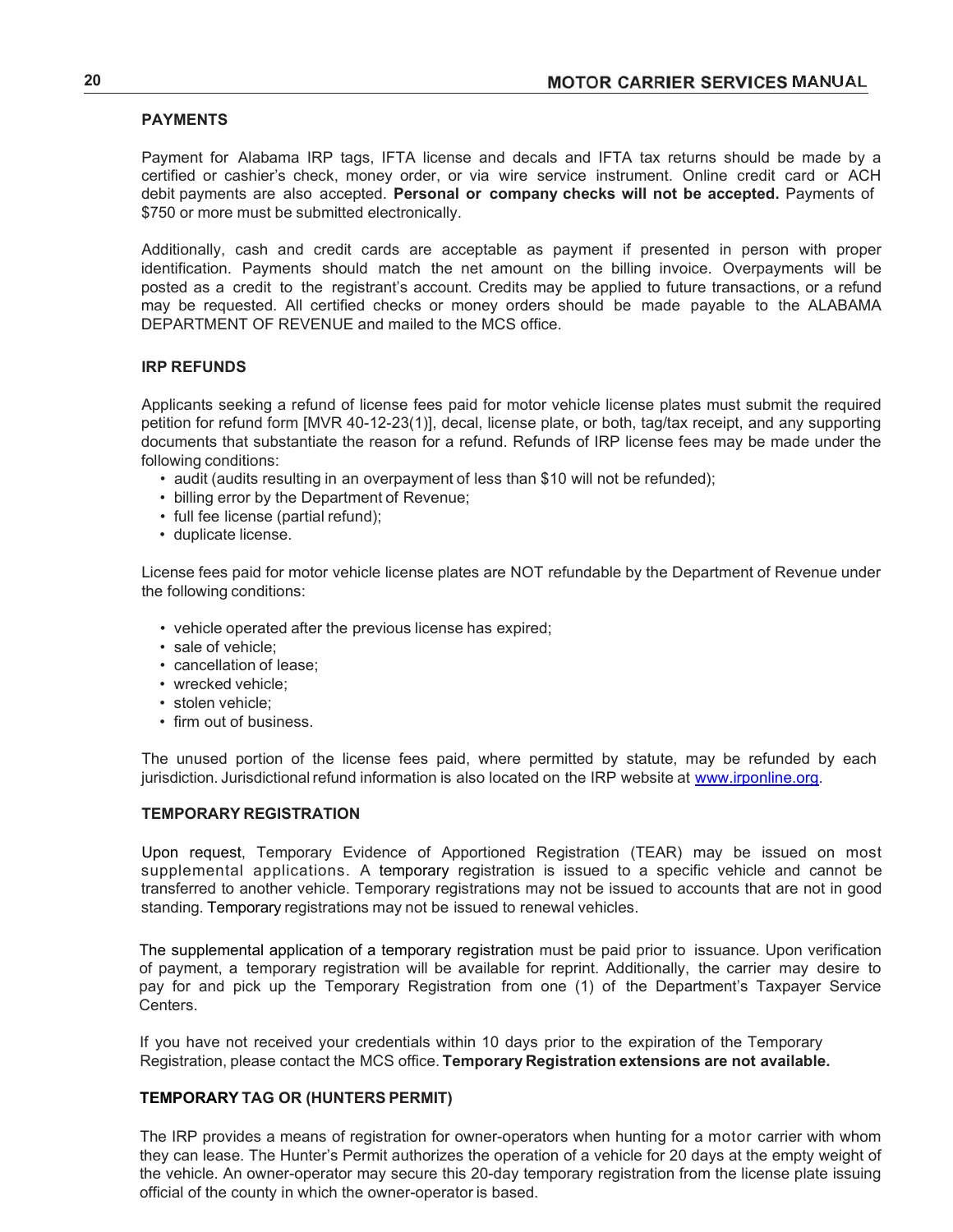## PAYMENTS

Payment for Alabama IRP tags, IFTA license and decals and IFTA tax returns should be made by a certified or cashier's check, money order, or via wire service instrument. Online credit card or ACH debit payments are also accepted. **Personal or company checks will not be accepted.** Payments of $750 or more must be submitted electronically.

Additionally, cash and credit cards are acceptable as payment if presented in person with proper identification. Payments should match the net amount on the billing invoice. Overpayments will be posted as a credit to the registrant's account. Credits may be applied to future transactions, or a refund may be requested. All certified checks or money orders should be made payable to the ALABAMA DEPARTMENT OF REVENUE and mailed to the MCS office.

## IRP REFUNDS

Applicants seeking a refund of license fees paid for motor vehicle license plates must submit the required petition for refund form [MVR 40-12-23(1)], decal, license plate, or both, tag/tax receipt, and any supporting documents that substantiate the reason for a refund. Refunds of IRP license fees may be made under the following conditions:

- audit (audits resulting in an overpayment of less than $10 will not be refunded);
- billing error by the Department of Revenue;
- full fee license (partial refund);
- duplicate license.

License fees paid for motor vehicle license plates are NOT refundable by the Department of Revenue under the following conditions:

- vehicle operated after the previous license has expired;
- sale of vehicle;
- cancellation of lease;
- wrecked vehicle;
- stolen vehicle;
- firm out of business.

The unused portion of the license fees paid, where permitted by statute, may be refunded by each jurisdiction. Jurisdictional refund information is also located on the IRP website at www.irponline.org.

## TEMPORARY REGISTRATION

Upon request, Temporary Evidence of Apportioned Registration (TEAR) may be issued on most supplemental applications. A temporary registration is issued to a specific vehicle and cannot be transferred to another vehicle. Temporary registrations may not be issued to accounts that are not in good standing. Temporary registrations may not be issued to renewal vehicles.

The supplemental application of a temporary registration must be paid prior to issuance. Upon verification of payment, a temporary registration will be available for reprint. Additionally, the carrier may desire to pay for and pick up the Temporary Registration from one (1) of the Department's Taxpayer Service Centers.

If you have not received your credentials within 10 days prior to the expiration of the Temporary Registration, please contact the MCS office. **Temporary Registration extensions are not available.**

## TEMPORARY TAG OR (HUNTERS PERMIT)

The IRP provides a means of registration for owner-operators when hunting for a motor carrier with whom they can lease. The Hunter's Permit authorizes the operation of a vehicle for 20 days at the empty weight of the vehicle. An owner-operator may secure this 20-day temporary registration from the license plate issuing official of the county in which the owner-operator is based.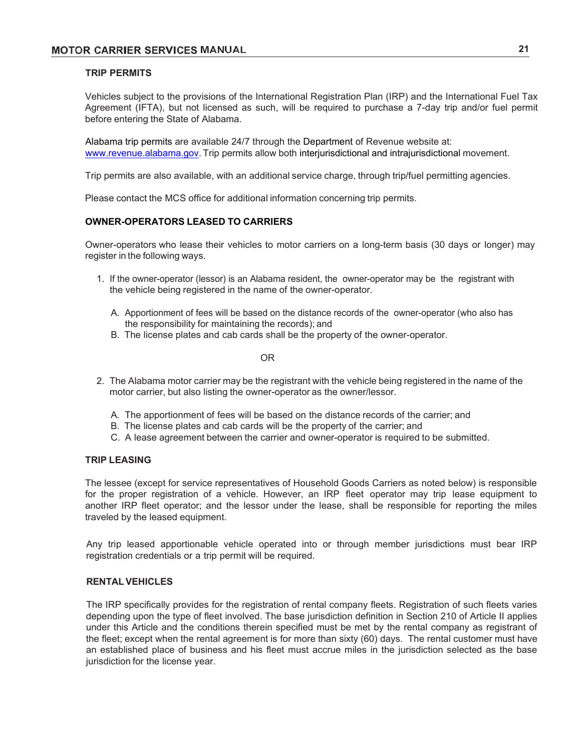## TRIP PERMITS

Vehicles subject to the provisions of the International Registration Plan (IRP) and the International Fuel Tax Agreement (IFTA), but not licensed as such, will be required to purchase a 7-day trip and/or fuel permit before entering the State of Alabama.

Alabama trip permits are available 24/7 through the Department of Revenue website at: [www.revenue.alabama.gov](www.revenue.alabama.gov). Trip permits allow both interjurisdictional and intrajurisdictional movement.

Trip permits are also available, with an additional service charge, through trip/fuel permitting agencies.

Please contact the MCS office for additional information concerning trip permits.

## OWNER-OPERATORS LEASED TO CARRIERS

Owner-operators who lease their vehicles to motor carriers on a long-term basis (30 days or longer) may register in the following ways.

1. If the owner-operator (lessor) is an Alabama resident, the owner-operator may be the registrant with the vehicle being registered in the name of the owner-operator.
   - A. Apportionment of fees will be based on the distance records of the owner-operator (who also has the responsibility for maintaining the records); and
   - B. The license plates and cab cards shall be the property of the owner-operator.

OR

2. The Alabama motor carrier may be the registrant with the vehicle being registered in the name of the motor carrier, but also listing the owner-operator as the owner/lessor.
   - A. The apportionment of fees will be based on the distance records of the carrier; and
   - B. The license plates and cab cards will be the property of the carrier; and
   - C. A lease agreement between the carrier and owner-operator is required to be submitted.

## TRIP LEASING

The lessee (except for service representatives of Household Goods Carriers as noted below) is responsible for the proper registration of a vehicle. However, an IRP fleet operator may trip lease equipment to another IRP fleet operator; and the lessor under the lease, shall be responsible for reporting the miles traveled by the leased equipment.

Any trip leased apportionable vehicle operated into or through member jurisdictions must bear IRP registration credentials or a trip permit will be required.

## RENTAL VEHICLES

The IRP specifically provides for the registration of rental company fleets. Registration of such fleets varies depending upon the type of fleet involved. The base jurisdiction definition in Section 210 of Article II applies under this Article and the conditions therein specified must be met by the rental company as registrant of the fleet; except when the rental agreement is for more than sixty (60) days. The rental customer must have an established place of business and his fleet must accrue miles in the jurisdiction selected as the base jurisdiction for the license year.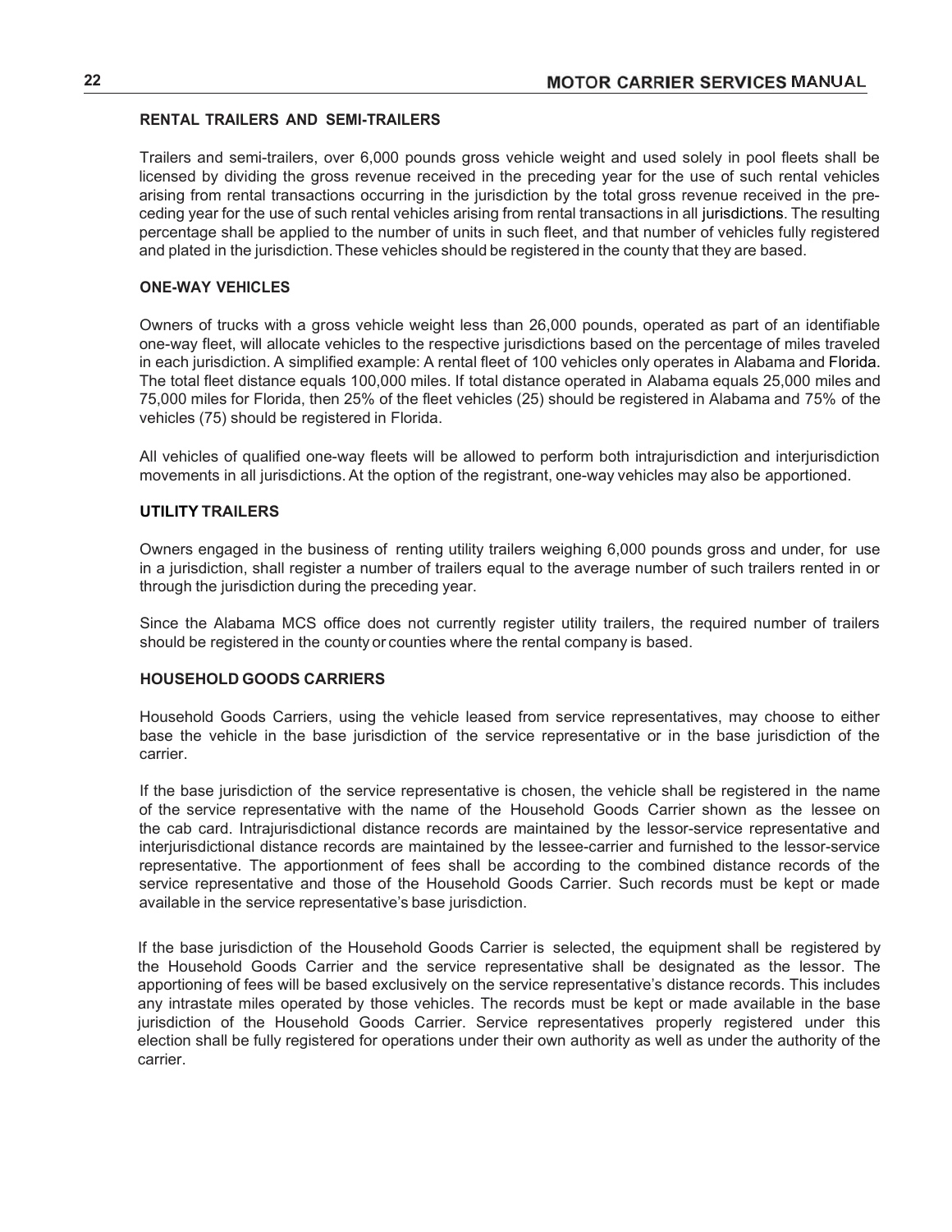### RENTAL TRAILERS AND SEMI-TRAILERS

Trailers and semi-trailers, over 6,000 pounds gross vehicle weight and used solely in pool fleets shall be licensed by dividing the gross revenue received in the preceding year for the use of such rental vehicles arising from rental transactions occurring in the jurisdiction by the total gross revenue received in the preceding year for the use of such rental vehicles arising from rental transactions in all jurisdictions. The resulting percentage shall be applied to the number of units in such fleet, and that number of vehicles fully registered and plated in the jurisdiction. These vehicles should be registered in the county that they are based.

### ONE-WAY VEHICLES

Owners of trucks with a gross vehicle weight less than 26,000 pounds, operated as part of an identifiable one-way fleet, will allocate vehicles to the respective jurisdictions based on the percentage of miles traveled in each jurisdiction. A simplified example: A rental fleet of 100 vehicles only operates in Alabama and Florida. The total fleet distance equals 100,000 miles. If total distance operated in Alabama equals 25,000 miles and 75,000 miles for Florida, then 25% of the fleet vehicles (25) should be registered in Alabama and 75% of the vehicles (75) should be registered in Florida.

All vehicles of qualified one-way fleets will be allowed to perform both intrajurisdiction and interjurisdiction movements in all jurisdictions. At the option of the registrant, one-way vehicles may also be apportioned.

### UTILITY TRAILERS

Owners engaged in the business of renting utility trailers weighing 6,000 pounds gross and under, for use in a jurisdiction, shall register a number of trailers equal to the average number of such trailers rented in or through the jurisdiction during the preceding year.

Since the Alabama MCS office does not currently register utility trailers, the required number of trailers should be registered in the county or counties where the rental company is based.

### HOUSEHOLD GOODS CARRIERS

Household Goods Carriers, using the vehicle leased from service representatives, may choose to either base the vehicle in the base jurisdiction of the service representative or in the base jurisdiction of the carrier.

If the base jurisdiction of the service representative is chosen, the vehicle shall be registered in the name of the service representative with the name of the Household Goods Carrier shown as the lessee on the cab card. Intrajurisdictional distance records are maintained by the lessor-service representative and interjurisdictional distance records are maintained by the lessee-carrier and furnished to the lessor-service representative. The apportionment of fees shall be according to the combined distance records of the service representative and those of the Household Goods Carrier. Such records must be kept or made available in the service representative's base jurisdiction.

If the base jurisdiction of the Household Goods Carrier is selected, the equipment shall be registered by the Household Goods Carrier and the service representative shall be designated as the lessor. The apportioning of fees will be based exclusively on the service representative's distance records. This includes any intrastate miles operated by those vehicles. The records must be kept or made available in the base jurisdiction of the Household Goods Carrier. Service representatives properly registered under this election shall be fully registered for operations under their own authority as well as under the authority of the carrier.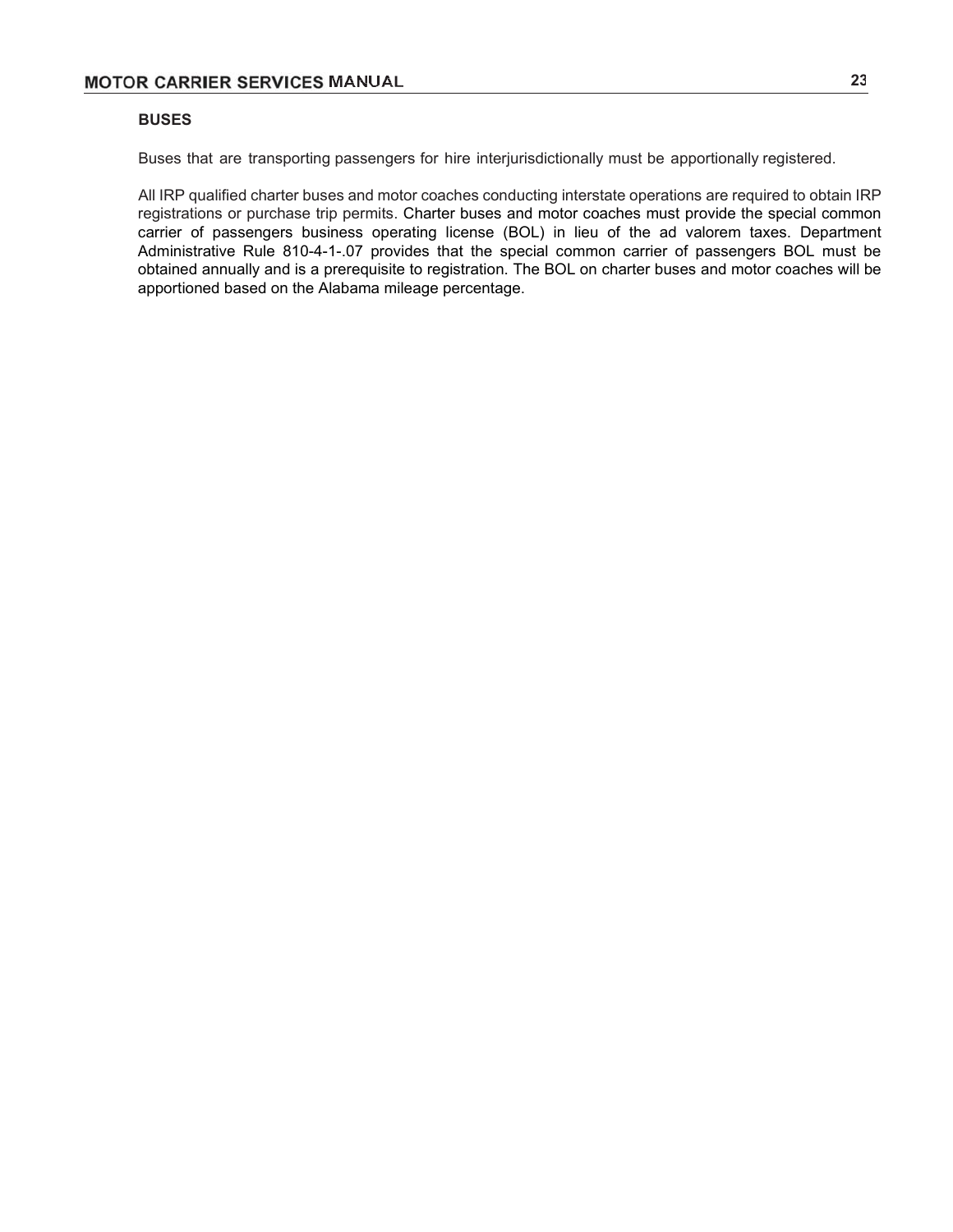### BUSES

Buses that are transporting passengers for hire interjurisdictionally must be apportionally registered.

All IRP qualified charter buses and motor coaches conducting interstate operations are required to obtain IRP registrations or purchase trip permits. Charter buses and motor coaches must provide the special common carrier of passengers business operating license (BOL) in lieu of the ad valorem taxes. Department Administrative Rule 810-4-1-.07 provides that the special common carrier of passengers BOL must be obtained annually and is a prerequisite to registration. The BOL on charter buses and motor coaches will be apportioned based on the Alabama mileage percentage.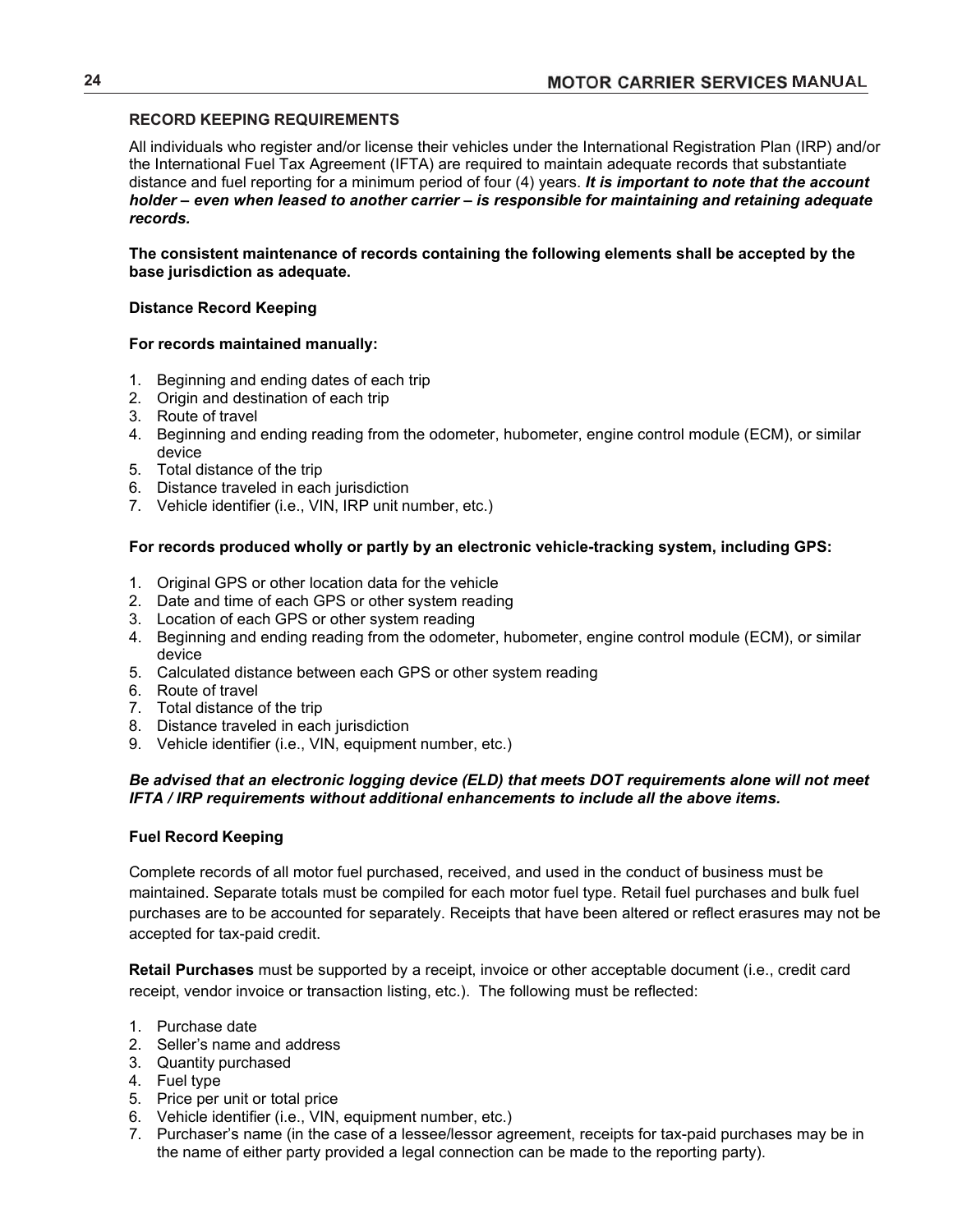## RECORD KEEPING REQUIREMENTS

All individuals who register and/or license their vehicles under the International Registration Plan (IRP) and/or the International Fuel Tax Agreement (IFTA) are required to maintain adequate records that substantiate distance and fuel reporting for a minimum period of four (4) years. ***It is important to note that the account holder – even when leased to another carrier – is responsible for maintaining and retaining adequate records.***

**The consistent maintenance of records containing the following elements shall be accepted by the base jurisdiction as adequate.**

### Distance Record Keeping

**For records maintained manually:**

1. Beginning and ending dates of each trip
2. Origin and destination of each trip
3. Route of travel
4. Beginning and ending reading from the odometer, hubometer, engine control module (ECM), or similar device
5. Total distance of the trip
6. Distance traveled in each jurisdiction
7. Vehicle identifier (i.e., VIN, IRP unit number, etc.)

**For records produced wholly or partly by an electronic vehicle-tracking system, including GPS:**

1. Original GPS or other location data for the vehicle
2. Date and time of each GPS or other system reading
3. Location of each GPS or other system reading
4. Beginning and ending reading from the odometer, hubometer, engine control module (ECM), or similar device
5. Calculated distance between each GPS or other system reading
6. Route of travel
7. Total distance of the trip
8. Distance traveled in each jurisdiction
9. Vehicle identifier (i.e., VIN, equipment number, etc.)

***Be advised that an electronic logging device (ELD) that meets DOT requirements alone will not meet IFTA / IRP requirements without additional enhancements to include all the above items.***

### Fuel Record Keeping

Complete records of all motor fuel purchased, received, and used in the conduct of business must be maintained. Separate totals must be compiled for each motor fuel type. Retail fuel purchases and bulk fuel purchases are to be accounted for separately. Receipts that have been altered or reflect erasures may not be accepted for tax-paid credit.

**Retail Purchases** must be supported by a receipt, invoice or other acceptable document (i.e., credit card receipt, vendor invoice or transaction listing, etc.). The following must be reflected:

1. Purchase date
2. Seller's name and address
3. Quantity purchased
4. Fuel type
5. Price per unit or total price
6. Vehicle identifier (i.e., VIN, equipment number, etc.)
7. Purchaser's name (in the case of a lessee/lessor agreement, receipts for tax-paid purchases may be in the name of either party provided a legal connection can be made to the reporting party).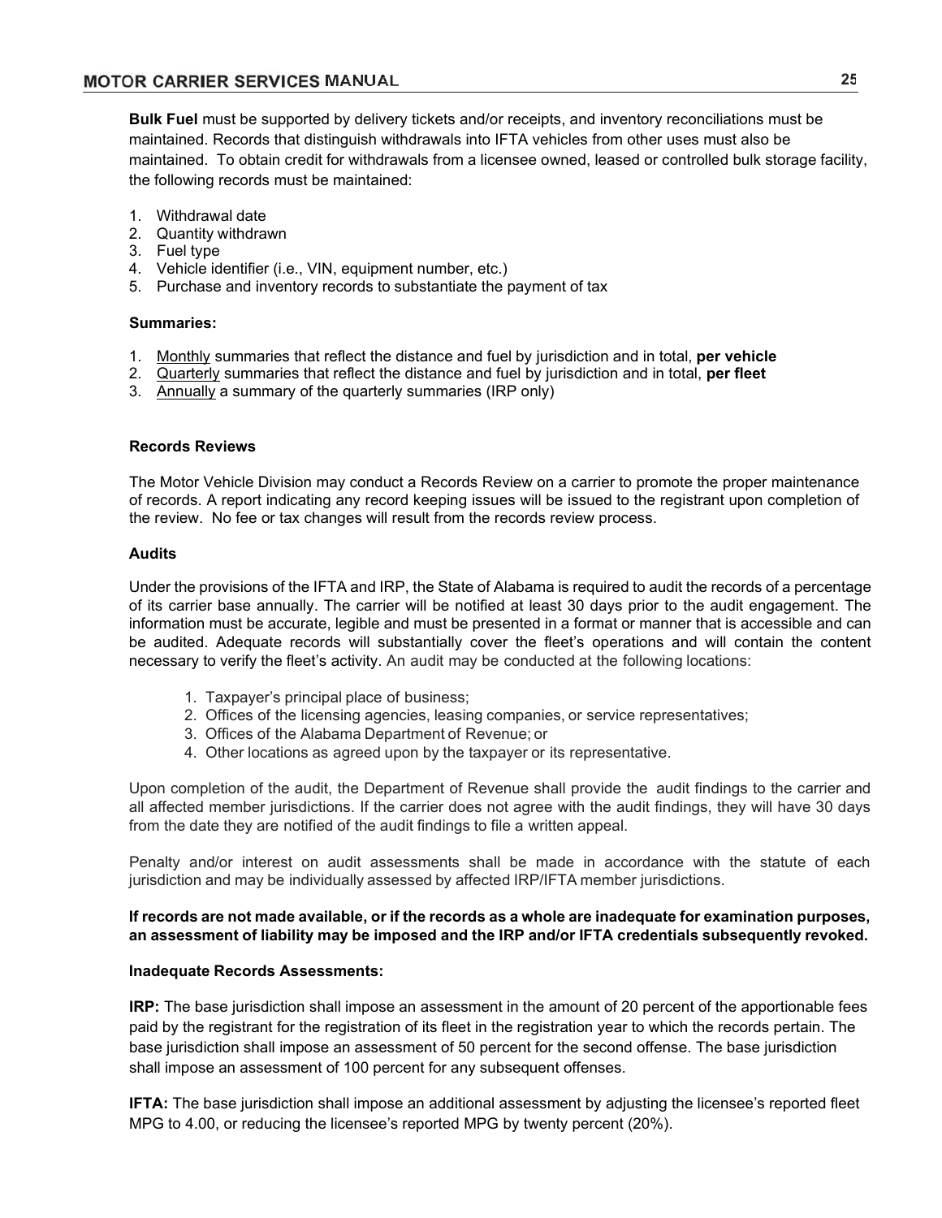**Bulk Fuel** must be supported by delivery tickets and/or receipts, and inventory reconciliations must be maintained. Records that distinguish withdrawals into IFTA vehicles from other uses must also be maintained. To obtain credit for withdrawals from a licensee owned, leased or controlled bulk storage facility, the following records must be maintained:

1. Withdrawal date
2. Quantity withdrawn
3. Fuel type
4. Vehicle identifier (i.e., VIN, equipment number, etc.)
5. Purchase and inventory records to substantiate the payment of tax

**Summaries:**

1. Monthly summaries that reflect the distance and fuel by jurisdiction and in total, **per vehicle**
2. Quarterly summaries that reflect the distance and fuel by jurisdiction and in total, **per fleet**
3. Annually a summary of the quarterly summaries (IRP only)

**Records Reviews**

The Motor Vehicle Division may conduct a Records Review on a carrier to promote the proper maintenance of records. A report indicating any record keeping issues will be issued to the registrant upon completion of the review. No fee or tax changes will result from the records review process.

**Audits**

Under the provisions of the IFTA and IRP, the State of Alabama is required to audit the records of a percentage of its carrier base annually. The carrier will be notified at least 30 days prior to the audit engagement. The information must be accurate, legible and must be presented in a format or manner that is accessible and can be audited. Adequate records will substantially cover the fleet's operations and will contain the content necessary to verify the fleet's activity. An audit may be conducted at the following locations:

1. Taxpayer's principal place of business;
2. Offices of the licensing agencies, leasing companies, or service representatives;
3. Offices of the Alabama Department of Revenue; or
4. Other locations as agreed upon by the taxpayer or its representative.

Upon completion of the audit, the Department of Revenue shall provide the audit findings to the carrier and all affected member jurisdictions. If the carrier does not agree with the audit findings, they will have 30 days from the date they are notified of the audit findings to file a written appeal.

Penalty and/or interest on audit assessments shall be made in accordance with the statute of each jurisdiction and may be individually assessed by affected IRP/IFTA member jurisdictions.

**If records are not made available, or if the records as a whole are inadequate for examination purposes, an assessment of liability may be imposed and the IRP and/or IFTA credentials subsequently revoked.**

**Inadequate Records Assessments:**

**IRP:** The base jurisdiction shall impose an assessment in the amount of 20 percent of the apportionable fees paid by the registrant for the registration of its fleet in the registration year to which the records pertain. The base jurisdiction shall impose an assessment of 50 percent for the second offense. The base jurisdiction shall impose an assessment of 100 percent for any subsequent offenses.

**IFTA:** The base jurisdiction shall impose an additional assessment by adjusting the licensee's reported fleet MPG to 4.00, or reducing the licensee's reported MPG by twenty percent (20%).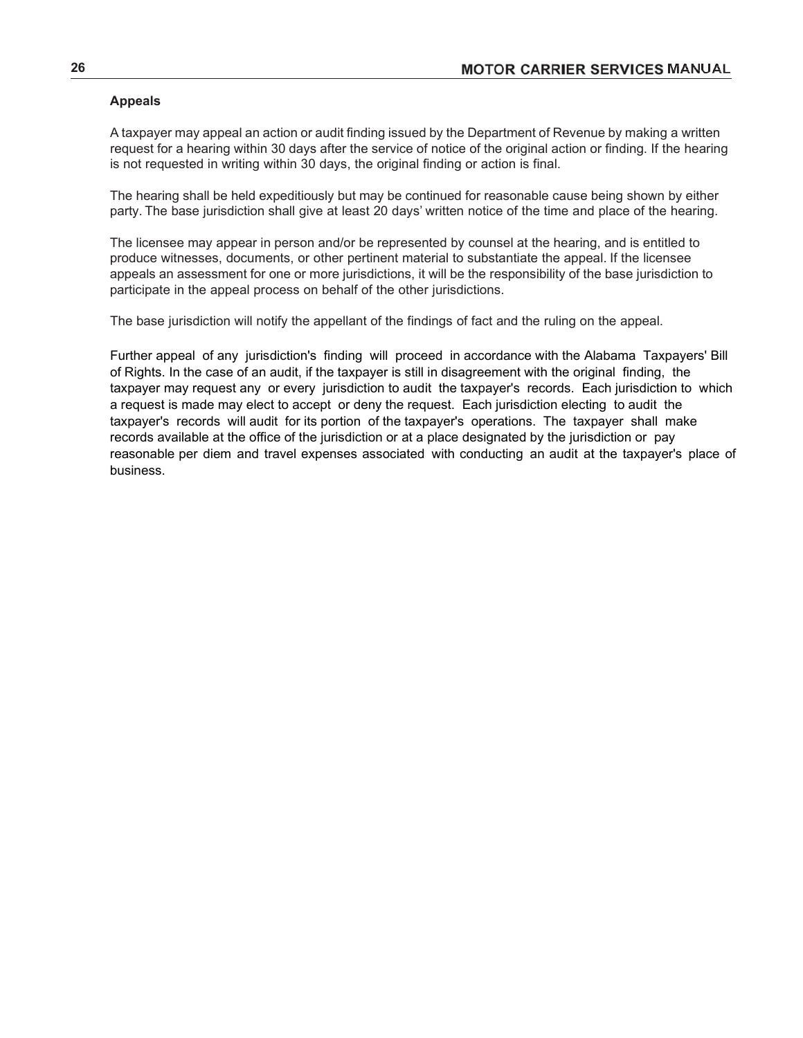**Appeals**

A taxpayer may appeal an action or audit finding issued by the Department of Revenue by making a written request for a hearing within 30 days after the service of notice of the original action or finding. If the hearing is not requested in writing within 30 days, the original finding or action is final.

The hearing shall be held expeditiously but may be continued for reasonable cause being shown by either party. The base jurisdiction shall give at least 20 days' written notice of the time and place of the hearing.

The licensee may appear in person and/or be represented by counsel at the hearing, and is entitled to produce witnesses, documents, or other pertinent material to substantiate the appeal. If the licensee appeals an assessment for one or more jurisdictions, it will be the responsibility of the base jurisdiction to participate in the appeal process on behalf of the other jurisdictions.

The base jurisdiction will notify the appellant of the findings of fact and the ruling on the appeal.

Further appeal of any jurisdiction's finding will proceed in accordance with the Alabama Taxpayers' Bill of Rights. In the case of an audit, if the taxpayer is still in disagreement with the original finding, the taxpayer may request any or every jurisdiction to audit the taxpayer's records. Each jurisdiction to which a request is made may elect to accept or deny the request. Each jurisdiction electing to audit the taxpayer's records will audit for its portion of the taxpayer's operations. The taxpayer shall make records available at the office of the jurisdiction or at a place designated by the jurisdiction or pay reasonable per diem and travel expenses associated with conducting an audit at the taxpayer's place of business.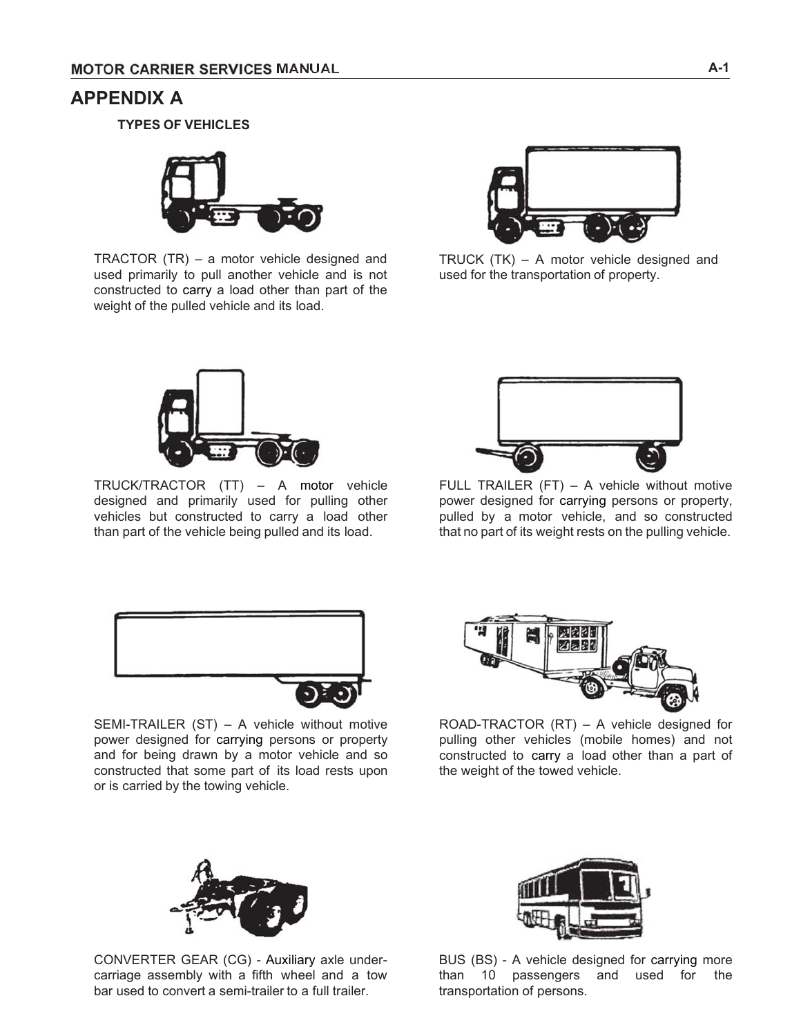# APPENDIX A

**TYPES OF VEHICLES**

TRACTOR (TR) – a motor vehicle designed and used primarily to pull another vehicle and is not constructed to carry a load other than part of the weight of the pulled vehicle and its load.

TRUCK (TK) – A motor vehicle designed and used for the transportation of property.

TRUCK/TRACTOR (TT) – A motor vehicle designed and primarily used for pulling other vehicles but constructed to carry a load other than part of the vehicle being pulled and its load.

FULL TRAILER (FT) – A vehicle without motive power designed for carrying persons or property, pulled by a motor vehicle, and so constructed that no part of its weight rests on the pulling vehicle.

SEMI-TRAILER (ST) – A vehicle without motive power designed for carrying persons or property and for being drawn by a motor vehicle and so constructed that some part of its load rests upon or is carried by the towing vehicle.

ROAD-TRACTOR (RT) – A vehicle designed for pulling other vehicles (mobile homes) and not constructed to carry a load other than a part of the weight of the towed vehicle.

CONVERTER GEAR (CG) - Auxiliary axle under-carriage assembly with a fifth wheel and a tow bar used to convert a semi-trailer to a full trailer.

BUS (BS) - A vehicle designed for carrying more than 10 passengers and used for the transportation of persons.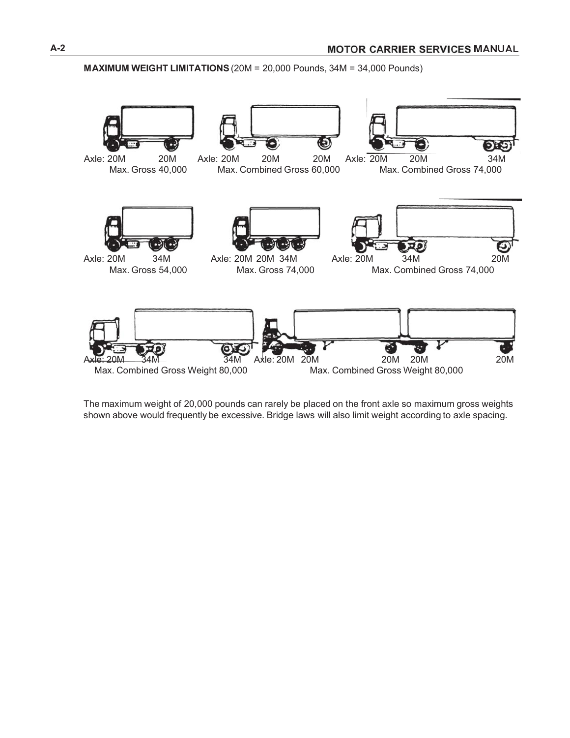**MAXIMUM WEIGHT LIMITATIONS** (20M = 20,000 Pounds, 34M = 34,000 Pounds)

Axle: 20M 20M
Max. Gross 40,000

Axle: 20M 20M 20M
Max. Combined Gross 60,000

Axle: 20M 20M 34M
Max. Combined Gross 74,000

Axle: 20M 34M
Max. Gross 54,000

Axle: 20M 20M 34M
Max. Gross 74,000

Axle: 20M 34M 20M
Max. Combined Gross 74,000

Axle: 20M 34M 34M
Max. Combined Gross Weight 80,000

Axle: 20M 20M 20M 20M 20M
Max. Combined Gross Weight 80,000

The maximum weight of 20,000 pounds can rarely be placed on the front axle so maximum gross weights shown above would frequently be excessive. Bridge laws will also limit weight according to axle spacing.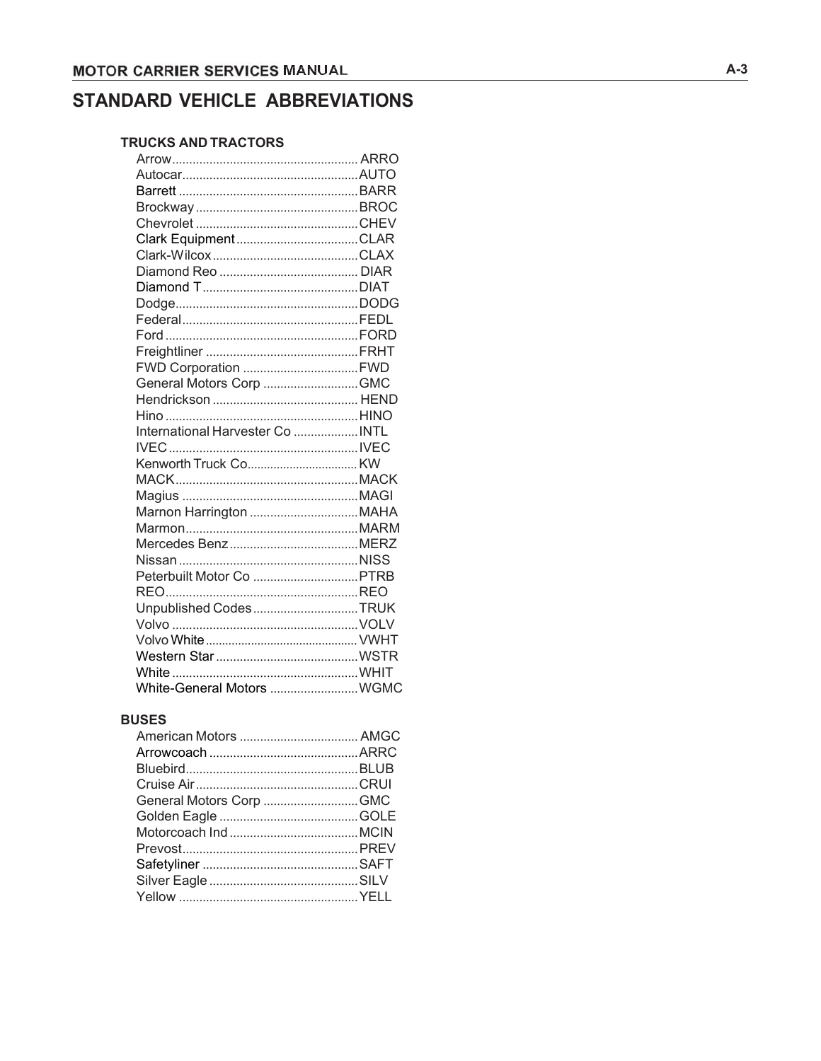# STANDARD VEHICLE ABBREVIATIONS

### TRUCKS AND TRACTORS

| Make | Abbreviation |
|---|---|
| Arrow | ARRO |
| Autocar | AUTO |
| Barrett | BARR |
| Brockway | BROC |
| Chevrolet | CHEV |
| Clark Equipment | CLAR |
| Clark-Wilcox | CLAX |
| Diamond Reo | DIAR |
| Diamond T | DIAT |
| Dodge | DODG |
| Federal | FEDL |
| Ford | FORD |
| Freightliner | FRHT |
| FWD Corporation | FWD |
| General Motors Corp | GMC |
| Hendrickson | HEND |
| Hino | HINO |
| International Harvester Co | INTL |
| IVEC | IVEC |
| Kenworth Truck Co | KW |
| MACK | MACK |
| Magius | MAGI |
| Marnon Harrington | MAHA |
| Marmon | MARM |
| Mercedes Benz | MERZ |
| Nissan | NISS |
| Peterbuilt Motor Co | PTRB |
| REO | REO |
| Unpublished Codes | TRUK |
| Volvo | VOLV |
| Volvo White | VWHT |
| Western Star | WSTR |
| White | WHIT |
| White-General Motors | WGMC |

### BUSES

| Make | Abbreviation |
|---|---|
| American Motors | AMGC |
| Arrowcoach | ARRC |
| Bluebird | BLUB |
| Cruise Air | CRUI |
| General Motors Corp | GMC |
| Golden Eagle | GOLE |
| Motorcoach Ind | MCIN |
| Prevost | PREV |
| Safetyliner | SAFT |
| Silver Eagle | SILV |
| Yellow | YELL |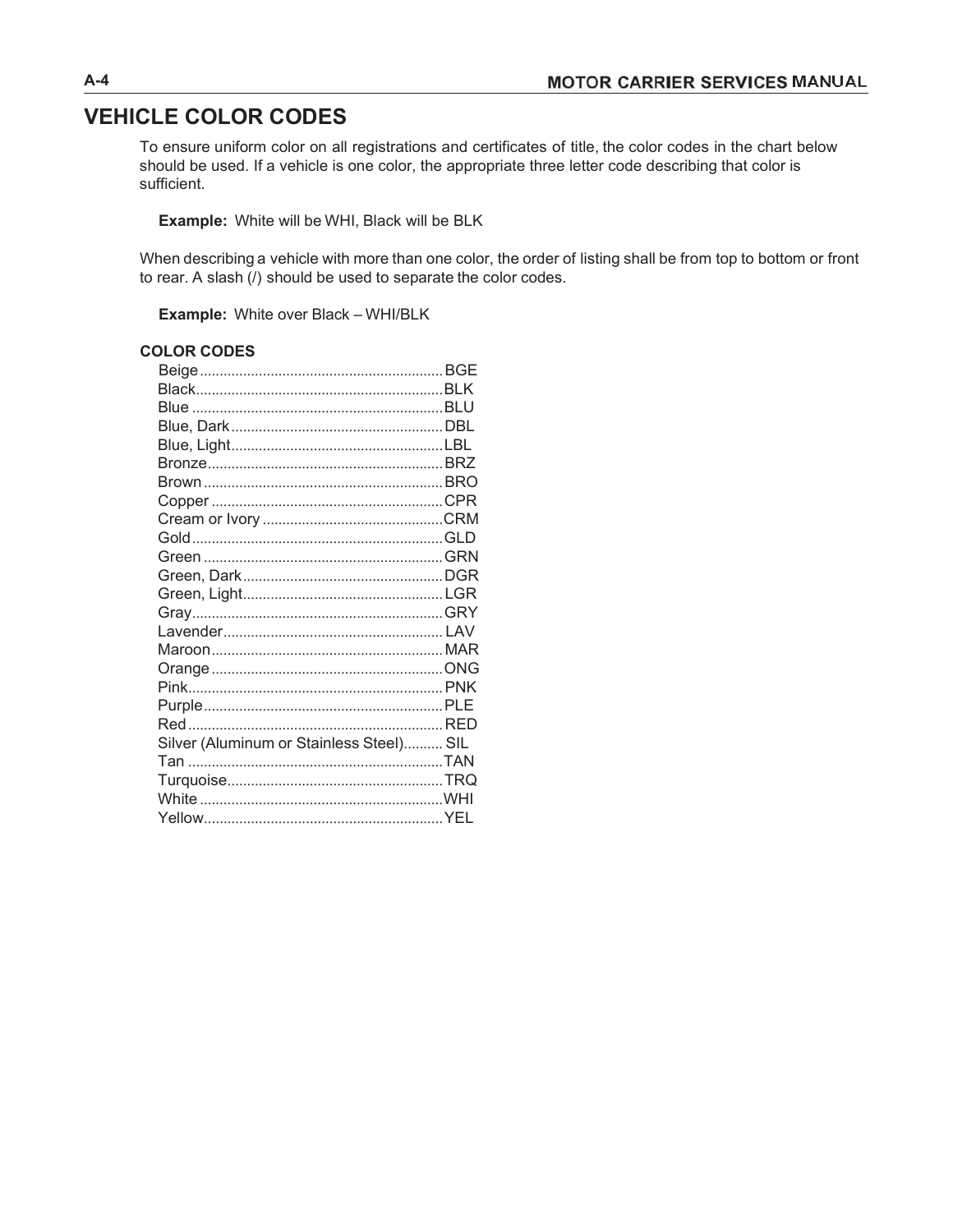# VEHICLE COLOR CODES

To ensure uniform color on all registrations and certificates of title, the color codes in the chart below should be used. If a vehicle is one color, the appropriate three letter code describing that color is sufficient.

**Example:** White will be WHI, Black will be BLK

When describing a vehicle with more than one color, the order of listing shall be from top to bottom or front to rear. A slash (/) should be used to separate the color codes.

**Example:** White over Black – WHI/BLK

**COLOR CODES**

| Color | Code |
|---|---|
| Beige | BGE |
| Black | BLK |
| Blue | BLU |
| Blue, Dark | DBL |
| Blue, Light | LBL |
| Bronze | BRZ |
| Brown | BRO |
| Copper | CPR |
| Cream or Ivory | CRM |
| Gold | GLD |
| Green | GRN |
| Green, Dark | DGR |
| Green, Light | LGR |
| Gray | GRY |
| Lavender | LAV |
| Maroon | MAR |
| Orange | ONG |
| Pink | PNK |
| Purple | PLE |
| Red | RED |
| Silver (Aluminum or Stainless Steel) | SIL |
| Tan | TAN |
| Turquoise | TRQ |
| White | WHI |
| Yellow | YEL |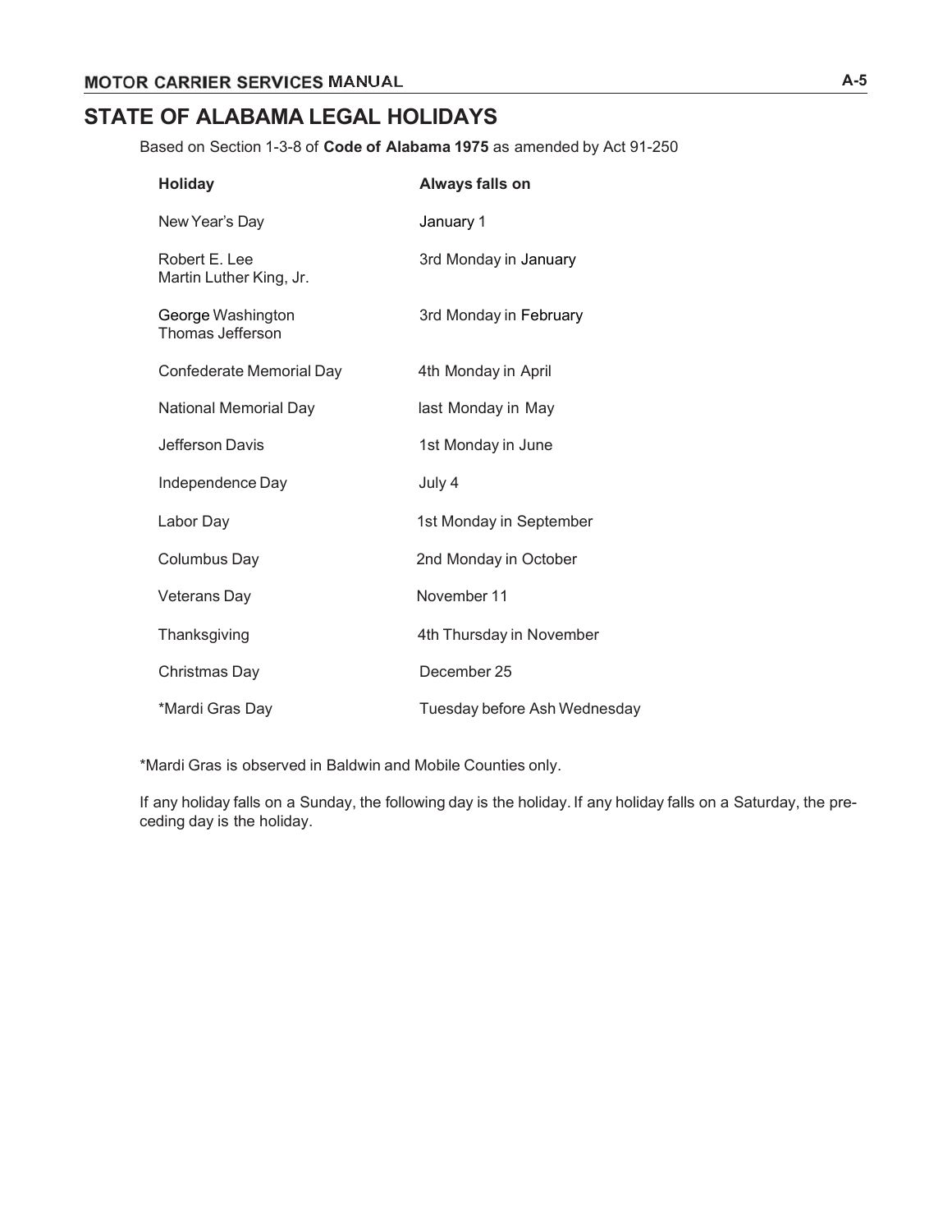# STATE OF ALABAMA LEGAL HOLIDAYS

Based on Section 1-3-8 of **Code of Alabama 1975** as amended by Act 91-250

| Holiday | Always falls on |
|---|---|
| New Year's Day | January 1 |
| Robert E. Lee<br>Martin Luther King, Jr. | 3rd Monday in January |
| George Washington<br>Thomas Jefferson | 3rd Monday in February |
| Confederate Memorial Day | 4th Monday in April |
| National Memorial Day | last Monday in May |
| Jefferson Davis | 1st Monday in June |
| Independence Day | July 4 |
| Labor Day | 1st Monday in September |
| Columbus Day | 2nd Monday in October |
| Veterans Day | November 11 |
| Thanksgiving | 4th Thursday in November |
| Christmas Day | December 25 |
| *Mardi Gras Day | Tuesday before Ash Wednesday |

*Mardi Gras is observed in Baldwin and Mobile Counties only.

If any holiday falls on a Sunday, the following day is the holiday. If any holiday falls on a Saturday, the preceding day is the holiday.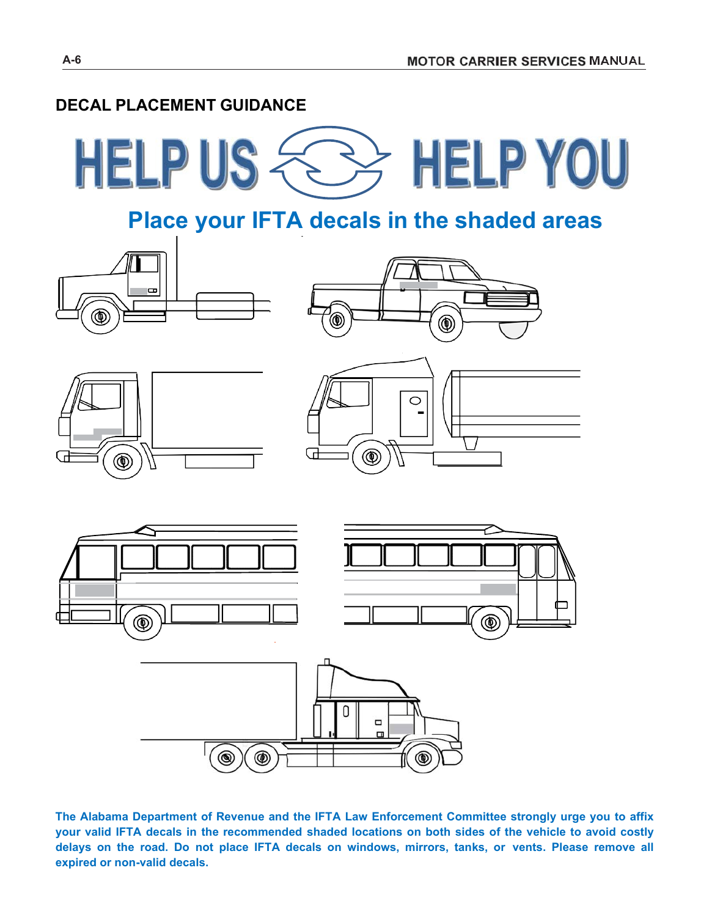## DECAL PLACEMENT GUIDANCE

# HELP US HELP YOU

### Place your IFTA decals in the shaded areas

**The Alabama Department of Revenue and the IFTA Law Enforcement Committee strongly urge you to affix your valid IFTA decals in the recommended shaded locations on both sides of the vehicle to avoid costly delays on the road. Do not place IFTA decals on windows, mirrors, tanks, or vents. Please remove all expired or non-valid decals.**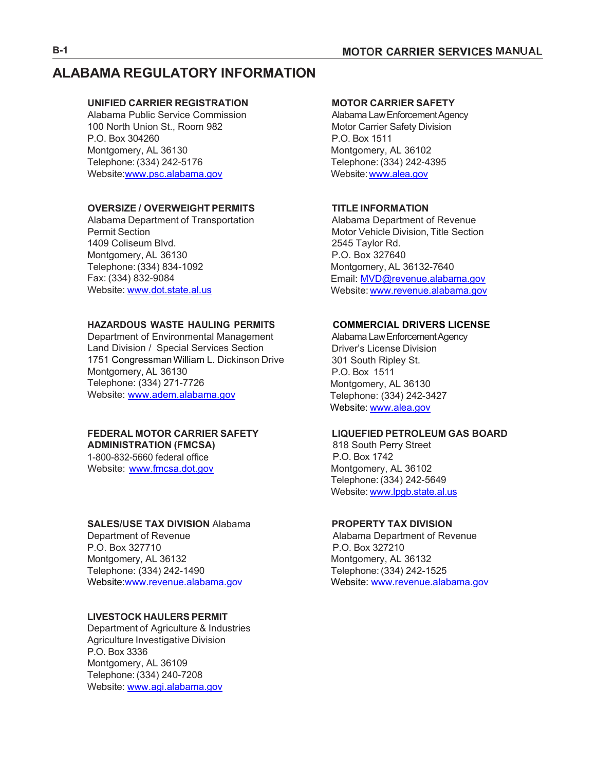# ALABAMA REGULATORY INFORMATION

**UNIFIED CARRIER REGISTRATION**
Alabama Public Service Commission
100 North Union St., Room 982
P.O. Box 304260
Montgomery, AL 36130
Telephone: (334) 242-5176
Website:www.psc.alabama.gov

**MOTOR CARRIER SAFETY**
Alabama Law Enforcement Agency
Motor Carrier Safety Division
P.O. Box 1511
Montgomery, AL 36102
Telephone: (334) 242-4395
Website: www.alea.gov

**OVERSIZE / OVERWEIGHT PERMITS**
Alabama Department of Transportation
Permit Section
1409 Coliseum Blvd.
Montgomery, AL 36130
Telephone: (334) 834-1092
Fax: (334) 832-9084
Website: www.dot.state.al.us

**TITLE INFORMATION**
Alabama Department of Revenue
Motor Vehicle Division, Title Section
2545 Taylor Rd.
P.O. Box 327640
Montgomery, AL 36132-7640
Email: MVD@revenue.alabama.gov
Website: www.revenue.alabama.gov

**HAZARDOUS WASTE HAULING PERMITS**
Department of Environmental Management
Land Division / Special Services Section
1751 Congressman William L. Dickinson Drive
Montgomery, AL 36130
Telephone: (334) 271-7726
Website: www.adem.alabama.gov

**COMMERCIAL DRIVERS LICENSE**
Alabama Law Enforcement Agency
Driver's License Division
301 South Ripley St.
P.O. Box 1511
Montgomery, AL 36130
Telephone: (334) 242-3427
Website: www.alea.gov

**FEDERAL MOTOR CARRIER SAFETY ADMINISTRATION (FMCSA)**
1-800-832-5660 federal office
Website: www.fmcsa.dot.gov

**LIQUEFIED PETROLEUM GAS BOARD**
818 South Perry Street
P.O. Box 1742
Montgomery, AL 36102
Telephone: (334) 242-5649
Website: www.lpgb.state.al.us

**SALES/USE TAX DIVISION** Alabama
Department of Revenue
P.O. Box 327710
Montgomery, AL 36132
Telephone: (334) 242-1490
Website:www.revenue.alabama.gov

**PROPERTY TAX DIVISION**
Alabama Department of Revenue
P.O. Box 327210
Montgomery, AL 36132
Telephone: (334) 242-1525
Website: www.revenue.alabama.gov

**LIVESTOCK HAULERS PERMIT**
Department of Agriculture & Industries
Agriculture Investigative Division
P.O. Box 3336
Montgomery, AL 36109
Telephone: (334) 240-7208
Website: www.agi.alabama.gov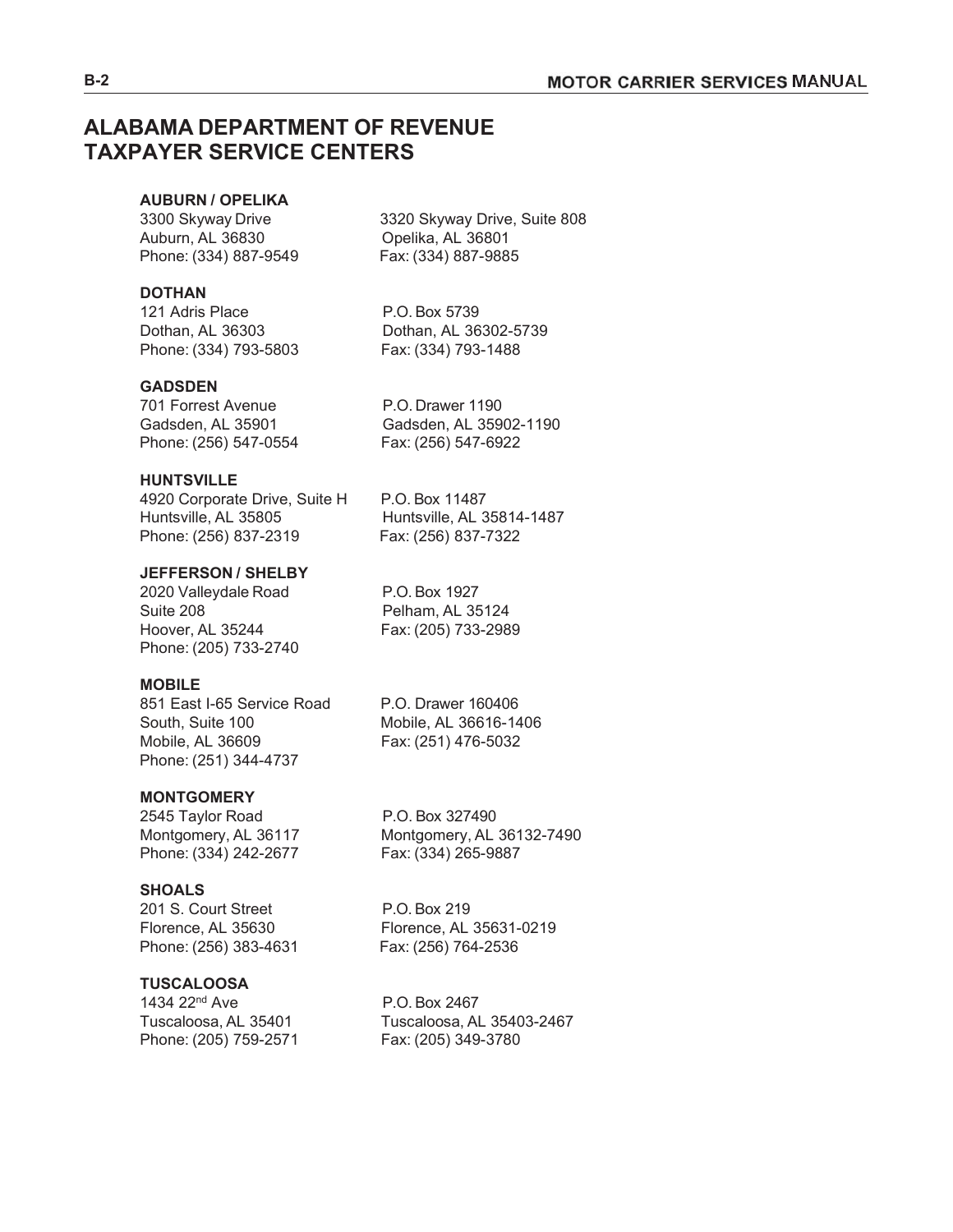# ALABAMA DEPARTMENT OF REVENUE TAXPAYER SERVICE CENTERS

**AUBURN / OPELIKA**

3300 Skyway Drive
Auburn, AL 36830
Phone: (334) 887-9549

3320 Skyway Drive, Suite 808
Opelika, AL 36801
Fax: (334) 887-9885

**DOTHAN**

121 Adris Place
Dothan, AL 36303
Phone: (334) 793-5803

P.O. Box 5739
Dothan, AL 36302-5739
Fax: (334) 793-1488

**GADSDEN**

701 Forrest Avenue
Gadsden, AL 35901
Phone: (256) 547-0554

P.O. Drawer 1190
Gadsden, AL 35902-1190
Fax: (256) 547-6922

**HUNTSVILLE**

4920 Corporate Drive, Suite H
Huntsville, AL 35805
Phone: (256) 837-2319

P.O. Box 11487
Huntsville, AL 35814-1487
Fax: (256) 837-7322

**JEFFERSON / SHELBY**

2020 Valleydale Road
Suite 208
Hoover, AL 35244
Phone: (205) 733-2740

P.O. Box 1927
Pelham, AL 35124
Fax: (205) 733-2989

**MOBILE**

851 East I-65 Service Road
South, Suite 100
Mobile, AL 36609
Phone: (251) 344-4737

P.O. Drawer 160406
Mobile, AL 36616-1406
Fax: (251) 476-5032

**MONTGOMERY**

2545 Taylor Road
Montgomery, AL 36117
Phone: (334) 242-2677

P.O. Box 327490
Montgomery, AL 36132-7490
Fax: (334) 265-9887

**SHOALS**

201 S. Court Street
Florence, AL 35630
Phone: (256) 383-4631

P.O. Box 219
Florence, AL 35631-0219
Fax: (256) 764-2536

**TUSCALOOSA**

1434 22nd Ave
Tuscaloosa, AL 35401
Phone: (205) 759-2571

P.O. Box 2467
Tuscaloosa, AL 35403-2467
Fax: (205) 349-3780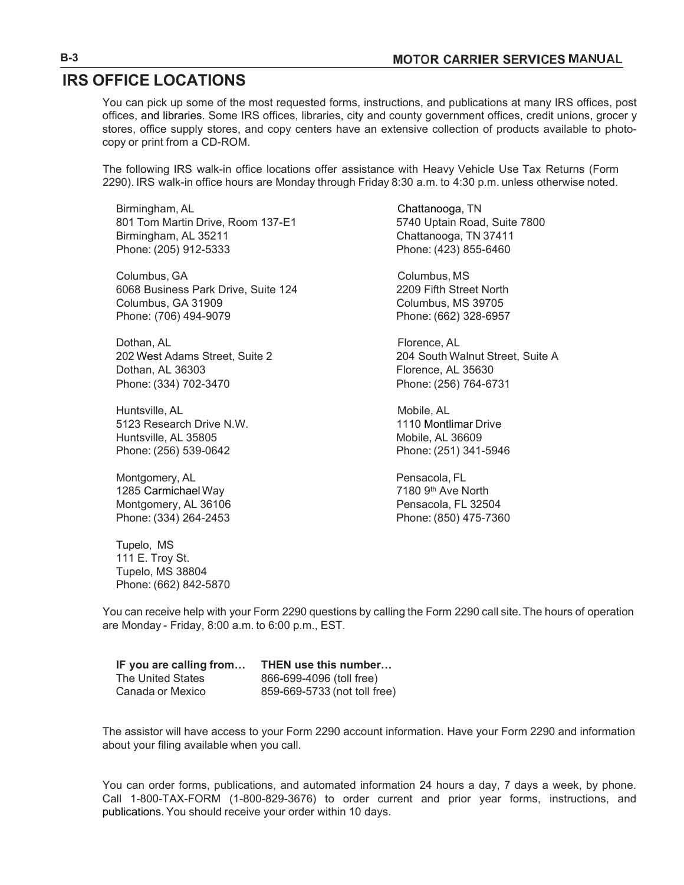# IRS OFFICE LOCATIONS

You can pick up some of the most requested forms, instructions, and publications at many IRS offices, post offices, and libraries. Some IRS offices, libraries, city and county government offices, credit unions, grocer y stores, office supply stores, and copy centers have an extensive collection of products available to photocopy or print from a CD-ROM.

The following IRS walk-in office locations offer assistance with Heavy Vehicle Use Tax Returns (Form 2290). IRS walk-in office hours are Monday through Friday 8:30 a.m. to 4:30 p.m. unless otherwise noted.

Birmingham, AL
801 Tom Martin Drive, Room 137-E1
Birmingham, AL 35211
Phone: (205) 912-5333

Chattanooga, TN
5740 Uptain Road, Suite 7800
Chattanooga, TN 37411
Phone: (423) 855-6460

Columbus, GA
6068 Business Park Drive, Suite 124
Columbus, GA 31909
Phone: (706) 494-9079

Columbus, MS
2209 Fifth Street North
Columbus, MS 39705
Phone: (662) 328-6957

Dothan, AL
202 West Adams Street, Suite 2
Dothan, AL 36303
Phone: (334) 702-3470

Florence, AL
204 South Walnut Street, Suite A
Florence, AL 35630
Phone: (256) 764-6731

Huntsville, AL
5123 Research Drive N.W.
Huntsville, AL 35805
Phone: (256) 539-0642

Mobile, AL
1110 Montlimar Drive
Mobile, AL 36609
Phone: (251) 341-5946

Montgomery, AL
1285 Carmichael Way
Montgomery, AL 36106
Phone: (334) 264-2453

Pensacola, FL
7180 9th Ave North
Pensacola, FL 32504
Phone: (850) 475-7360

Tupelo, MS
111 E. Troy St.
Tupelo, MS 38804
Phone: (662) 842-5870

You can receive help with your Form 2290 questions by calling the Form 2290 call site. The hours of operation are Monday - Friday, 8:00 a.m. to 6:00 p.m., EST.

| IF you are calling from… | THEN use this number… |
|---|---|
| The United States | 866-699-4096 (toll free) |
| Canada or Mexico | 859-669-5733 (not toll free) |

The assistor will have access to your Form 2290 account information. Have your Form 2290 and information about your filing available when you call.

You can order forms, publications, and automated information 24 hours a day, 7 days a week, by phone. Call 1-800-TAX-FORM (1-800-829-3676) to order current and prior year forms, instructions, and publications. You should receive your order within 10 days.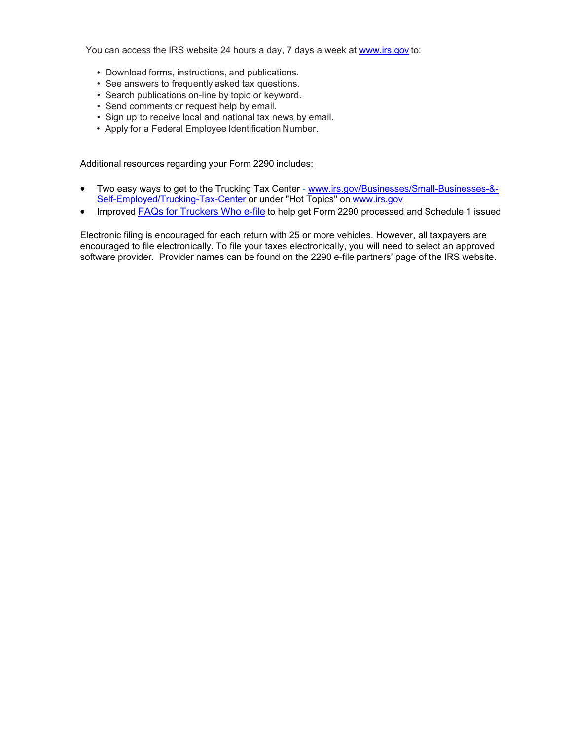You can access the IRS website 24 hours a day, 7 days a week at www.irs.gov to:

- Download forms, instructions, and publications.
- See answers to frequently asked tax questions.
- Search publications on-line by topic or keyword.
- Send comments or request help by email.
- Sign up to receive local and national tax news by email.
- Apply for a Federal Employee Identification Number.

Additional resources regarding your Form 2290 includes:

- Two easy ways to get to the Trucking Tax Center - www.irs.gov/Businesses/Small-Businesses-&-Self-Employed/Trucking-Tax-Center or under "Hot Topics" on www.irs.gov
- Improved FAQs for Truckers Who e-file to help get Form 2290 processed and Schedule 1 issued

Electronic filing is encouraged for each return with 25 or more vehicles. However, all taxpayers are encouraged to file electronically. To file your taxes electronically, you will need to select an approved software provider. Provider names can be found on the 2290 e-file partners' page of the IRS website.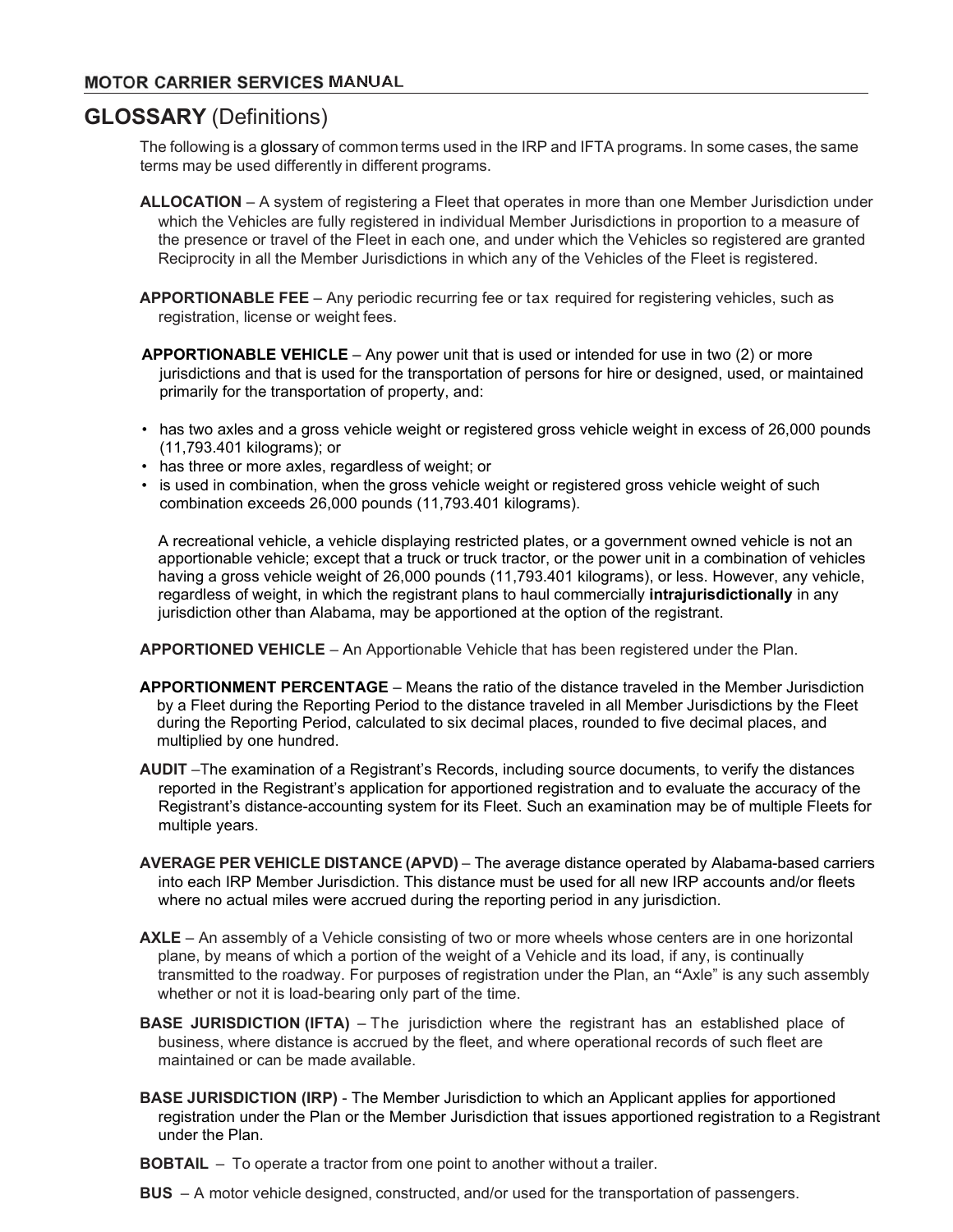# GLOSSARY (Definitions)

The following is a glossary of common terms used in the IRP and IFTA programs. In some cases, the same terms may be used differently in different programs.

**ALLOCATION** – A system of registering a Fleet that operates in more than one Member Jurisdiction under which the Vehicles are fully registered in individual Member Jurisdictions in proportion to a measure of the presence or travel of the Fleet in each one, and under which the Vehicles so registered are granted Reciprocity in all the Member Jurisdictions in which any of the Vehicles of the Fleet is registered.

**APPORTIONABLE FEE** – Any periodic recurring fee or tax required for registering vehicles, such as registration, license or weight fees.

**APPORTIONABLE VEHICLE** – Any power unit that is used or intended for use in two (2) or more jurisdictions and that is used for the transportation of persons for hire or designed, used, or maintained primarily for the transportation of property, and:

- has two axles and a gross vehicle weight or registered gross vehicle weight in excess of 26,000 pounds (11,793.401 kilograms); or
- has three or more axles, regardless of weight; or
- is used in combination, when the gross vehicle weight or registered gross vehicle weight of such combination exceeds 26,000 pounds (11,793.401 kilograms).

A recreational vehicle, a vehicle displaying restricted plates, or a government owned vehicle is not an apportionable vehicle; except that a truck or truck tractor, or the power unit in a combination of vehicles having a gross vehicle weight of 26,000 pounds (11,793.401 kilograms), or less. However, any vehicle, regardless of weight, in which the registrant plans to haul commercially **intrajurisdictionally** in any jurisdiction other than Alabama, may be apportioned at the option of the registrant.

**APPORTIONED VEHICLE** – An Apportionable Vehicle that has been registered under the Plan.

**APPORTIONMENT PERCENTAGE** – Means the ratio of the distance traveled in the Member Jurisdiction by a Fleet during the Reporting Period to the distance traveled in all Member Jurisdictions by the Fleet during the Reporting Period, calculated to six decimal places, rounded to five decimal places, and multiplied by one hundred.

**AUDIT** –The examination of a Registrant's Records, including source documents, to verify the distances reported in the Registrant's application for apportioned registration and to evaluate the accuracy of the Registrant's distance-accounting system for its Fleet. Such an examination may be of multiple Fleets for multiple years.

**AVERAGE PER VEHICLE DISTANCE (APVD)** – The average distance operated by Alabama-based carriers into each IRP Member Jurisdiction. This distance must be used for all new IRP accounts and/or fleets where no actual miles were accrued during the reporting period in any jurisdiction.

**AXLE** – An assembly of a Vehicle consisting of two or more wheels whose centers are in one horizontal plane, by means of which a portion of the weight of a Vehicle and its load, if any, is continually transmitted to the roadway. For purposes of registration under the Plan, an "Axle" is any such assembly whether or not it is load-bearing only part of the time.

**BASE JURISDICTION (IFTA)** – The jurisdiction where the registrant has an established place of business, where distance is accrued by the fleet, and where operational records of such fleet are maintained or can be made available.

**BASE JURISDICTION (IRP)** - The Member Jurisdiction to which an Applicant applies for apportioned registration under the Plan or the Member Jurisdiction that issues apportioned registration to a Registrant under the Plan.

**BOBTAIL** – To operate a tractor from one point to another without a trailer.

**BUS** – A motor vehicle designed, constructed, and/or used for the transportation of passengers.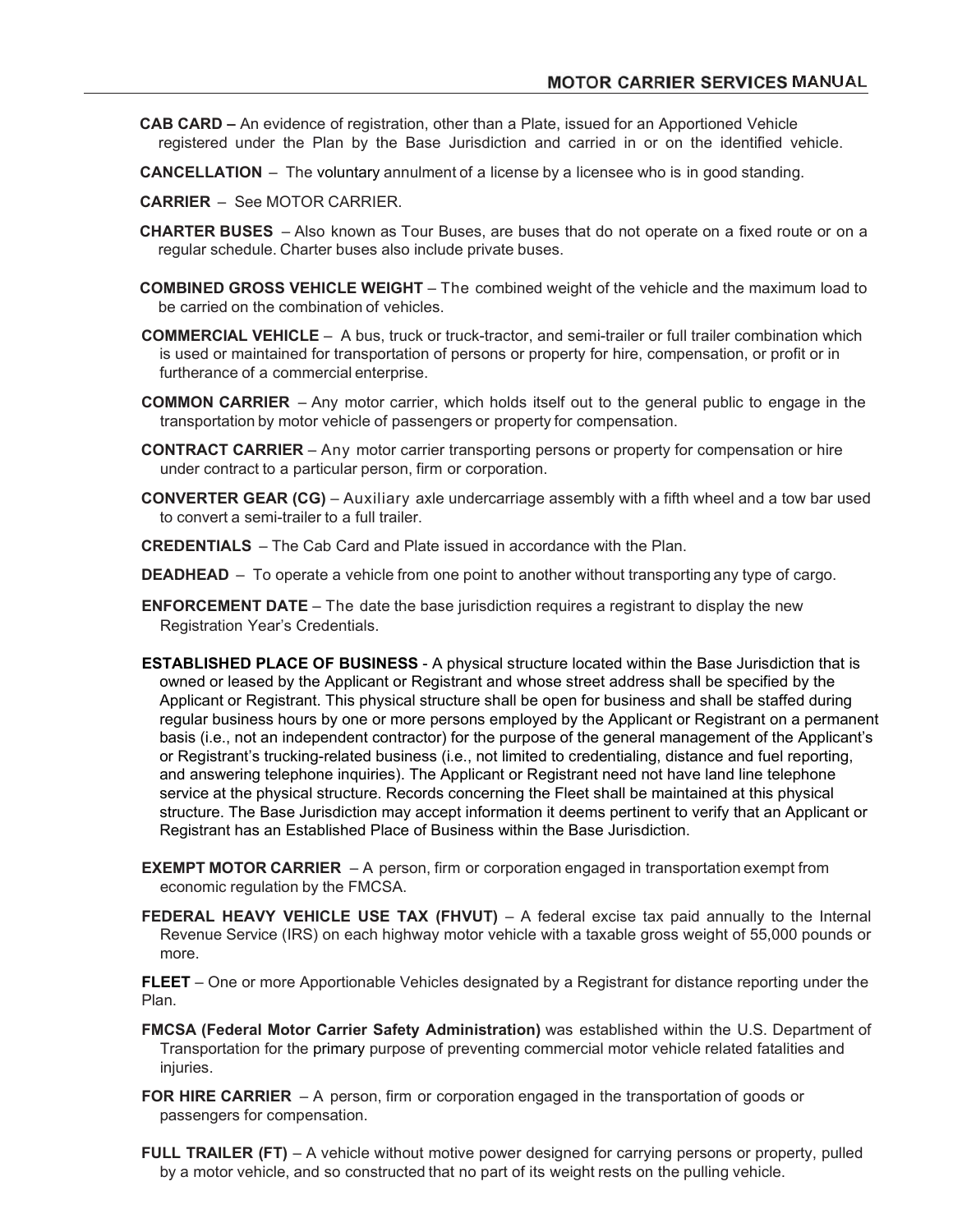**CAB CARD –** An evidence of registration, other than a Plate, issued for an Apportioned Vehicle registered under the Plan by the Base Jurisdiction and carried in or on the identified vehicle.

**CANCELLATION** – The voluntary annulment of a license by a licensee who is in good standing.

**CARRIER** – See MOTOR CARRIER.

**CHARTER BUSES** – Also known as Tour Buses, are buses that do not operate on a fixed route or on a regular schedule. Charter buses also include private buses.

**COMBINED GROSS VEHICLE WEIGHT** – The combined weight of the vehicle and the maximum load to be carried on the combination of vehicles.

**COMMERCIAL VEHICLE** – A bus, truck or truck-tractor, and semi-trailer or full trailer combination which is used or maintained for transportation of persons or property for hire, compensation, or profit or in furtherance of a commercial enterprise.

**COMMON CARRIER** – Any motor carrier, which holds itself out to the general public to engage in the transportation by motor vehicle of passengers or property for compensation.

**CONTRACT CARRIER** – Any motor carrier transporting persons or property for compensation or hire under contract to a particular person, firm or corporation.

**CONVERTER GEAR (CG)** – Auxiliary axle undercarriage assembly with a fifth wheel and a tow bar used to convert a semi-trailer to a full trailer.

**CREDENTIALS** – The Cab Card and Plate issued in accordance with the Plan.

**DEADHEAD** – To operate a vehicle from one point to another without transporting any type of cargo.

**ENFORCEMENT DATE** – The date the base jurisdiction requires a registrant to display the new Registration Year's Credentials.

**ESTABLISHED PLACE OF BUSINESS** - A physical structure located within the Base Jurisdiction that is owned or leased by the Applicant or Registrant and whose street address shall be specified by the Applicant or Registrant. This physical structure shall be open for business and shall be staffed during regular business hours by one or more persons employed by the Applicant or Registrant on a permanent basis (i.e., not an independent contractor) for the purpose of the general management of the Applicant's or Registrant's trucking-related business (i.e., not limited to credentialing, distance and fuel reporting, and answering telephone inquiries). The Applicant or Registrant need not have land line telephone service at the physical structure. Records concerning the Fleet shall be maintained at this physical structure. The Base Jurisdiction may accept information it deems pertinent to verify that an Applicant or Registrant has an Established Place of Business within the Base Jurisdiction.

**EXEMPT MOTOR CARRIER** – A person, firm or corporation engaged in transportation exempt from economic regulation by the FMCSA.

**FEDERAL HEAVY VEHICLE USE TAX (FHVUT)** – A federal excise tax paid annually to the Internal Revenue Service (IRS) on each highway motor vehicle with a taxable gross weight of 55,000 pounds or more.

**FLEET** – One or more Apportionable Vehicles designated by a Registrant for distance reporting under the Plan.

**FMCSA (Federal Motor Carrier Safety Administration)** was established within the U.S. Department of Transportation for the primary purpose of preventing commercial motor vehicle related fatalities and injuries.

**FOR HIRE CARRIER** – A person, firm or corporation engaged in the transportation of goods or passengers for compensation.

**FULL TRAILER (FT)** – A vehicle without motive power designed for carrying persons or property, pulled by a motor vehicle, and so constructed that no part of its weight rests on the pulling vehicle.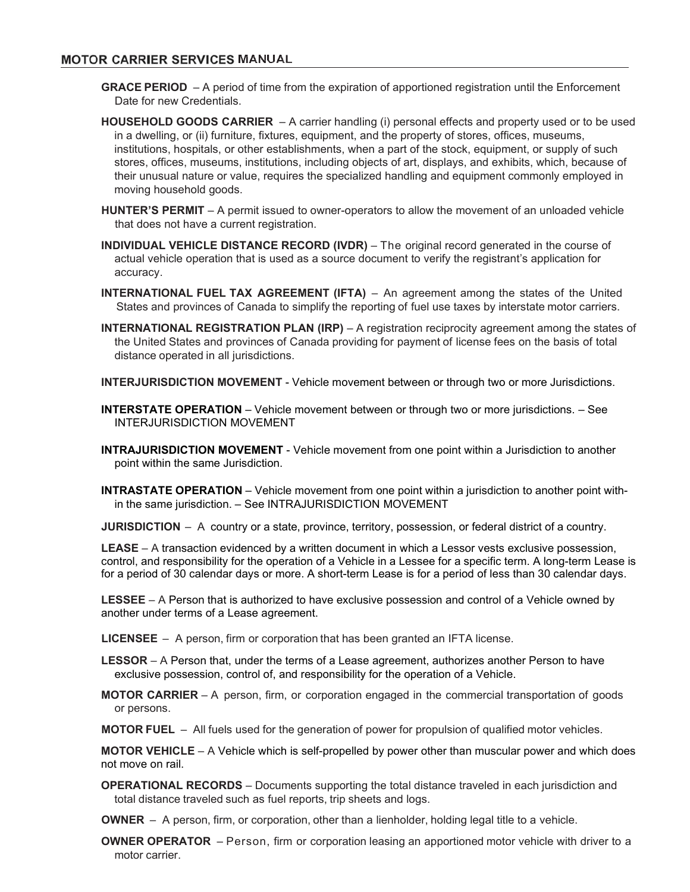**GRACE PERIOD** – A period of time from the expiration of apportioned registration until the Enforcement Date for new Credentials.

**HOUSEHOLD GOODS CARRIER** – A carrier handling (i) personal effects and property used or to be used in a dwelling, or (ii) furniture, fixtures, equipment, and the property of stores, offices, museums, institutions, hospitals, or other establishments, when a part of the stock, equipment, or supply of such stores, offices, museums, institutions, including objects of art, displays, and exhibits, which, because of their unusual nature or value, requires the specialized handling and equipment commonly employed in moving household goods.

**HUNTER'S PERMIT** – A permit issued to owner-operators to allow the movement of an unloaded vehicle that does not have a current registration.

**INDIVIDUAL VEHICLE DISTANCE RECORD (IVDR)** – The original record generated in the course of actual vehicle operation that is used as a source document to verify the registrant's application for accuracy.

**INTERNATIONAL FUEL TAX AGREEMENT (IFTA)** – An agreement among the states of the United States and provinces of Canada to simplify the reporting of fuel use taxes by interstate motor carriers.

**INTERNATIONAL REGISTRATION PLAN (IRP)** – A registration reciprocity agreement among the states of the United States and provinces of Canada providing for payment of license fees on the basis of total distance operated in all jurisdictions.

**INTERJURISDICTION MOVEMENT** - Vehicle movement between or through two or more Jurisdictions.

**INTERSTATE OPERATION** – Vehicle movement between or through two or more jurisdictions. – See INTERJURISDICTION MOVEMENT

**INTRAJURISDICTION MOVEMENT** - Vehicle movement from one point within a Jurisdiction to another point within the same Jurisdiction.

**INTRASTATE OPERATION** – Vehicle movement from one point within a jurisdiction to another point within the same jurisdiction. – See INTRAJURISDICTION MOVEMENT

**JURISDICTION** – A country or a state, province, territory, possession, or federal district of a country.

**LEASE** – A transaction evidenced by a written document in which a Lessor vests exclusive possession, control, and responsibility for the operation of a Vehicle in a Lessee for a specific term. A long-term Lease is for a period of 30 calendar days or more. A short-term Lease is for a period of less than 30 calendar days.

**LESSEE** – A Person that is authorized to have exclusive possession and control of a Vehicle owned by another under terms of a Lease agreement.

**LICENSEE** – A person, firm or corporation that has been granted an IFTA license.

**LESSOR** – A Person that, under the terms of a Lease agreement, authorizes another Person to have exclusive possession, control of, and responsibility for the operation of a Vehicle.

**MOTOR CARRIER** – A person, firm, or corporation engaged in the commercial transportation of goods or persons.

**MOTOR FUEL** – All fuels used for the generation of power for propulsion of qualified motor vehicles.

**MOTOR VEHICLE** – A Vehicle which is self-propelled by power other than muscular power and which does not move on rail.

**OPERATIONAL RECORDS** – Documents supporting the total distance traveled in each jurisdiction and total distance traveled such as fuel reports, trip sheets and logs.

**OWNER** – A person, firm, or corporation, other than a lienholder, holding legal title to a vehicle.

**OWNER OPERATOR** – Person, firm or corporation leasing an apportioned motor vehicle with driver to a motor carrier.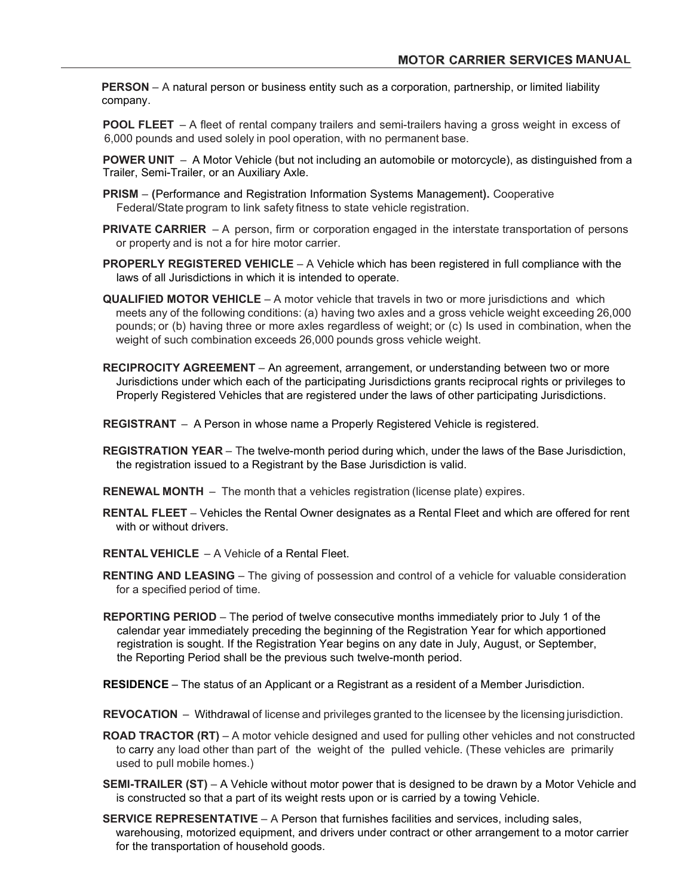**PERSON** – A natural person or business entity such as a corporation, partnership, or limited liability company.

**POOL FLEET** – A fleet of rental company trailers and semi-trailers having a gross weight in excess of 6,000 pounds and used solely in pool operation, with no permanent base.

**POWER UNIT** – A Motor Vehicle (but not including an automobile or motorcycle), as distinguished from a Trailer, Semi-Trailer, or an Auxiliary Axle.

**PRISM** – **(**Performance and Registration Information Systems Management**).** Cooperative Federal/State program to link safety fitness to state vehicle registration.

**PRIVATE CARRIER** – A person, firm or corporation engaged in the interstate transportation of persons or property and is not a for hire motor carrier.

**PROPERLY REGISTERED VEHICLE** – A Vehicle which has been registered in full compliance with the laws of all Jurisdictions in which it is intended to operate.

**QUALIFIED MOTOR VEHICLE** – A motor vehicle that travels in two or more jurisdictions and which meets any of the following conditions: (a) having two axles and a gross vehicle weight exceeding 26,000 pounds; or (b) having three or more axles regardless of weight; or (c) Is used in combination, when the weight of such combination exceeds 26,000 pounds gross vehicle weight.

**RECIPROCITY AGREEMENT** – An agreement, arrangement, or understanding between two or more Jurisdictions under which each of the participating Jurisdictions grants reciprocal rights or privileges to Properly Registered Vehicles that are registered under the laws of other participating Jurisdictions.

**REGISTRANT** – A Person in whose name a Properly Registered Vehicle is registered.

**REGISTRATION YEAR** – The twelve-month period during which, under the laws of the Base Jurisdiction, the registration issued to a Registrant by the Base Jurisdiction is valid.

**RENEWAL MONTH** – The month that a vehicles registration (license plate) expires.

**RENTAL FLEET** – Vehicles the Rental Owner designates as a Rental Fleet and which are offered for rent with or without drivers.

**RENTAL VEHICLE** – A Vehicle of a Rental Fleet.

**RENTING AND LEASING** – The giving of possession and control of a vehicle for valuable consideration for a specified period of time.

**REPORTING PERIOD** – The period of twelve consecutive months immediately prior to July 1 of the calendar year immediately preceding the beginning of the Registration Year for which apportioned registration is sought. If the Registration Year begins on any date in July, August, or September, the Reporting Period shall be the previous such twelve-month period.

**RESIDENCE** – The status of an Applicant or a Registrant as a resident of a Member Jurisdiction.

**REVOCATION** – Withdrawal of license and privileges granted to the licensee by the licensing jurisdiction.

**ROAD TRACTOR (RT)** – A motor vehicle designed and used for pulling other vehicles and not constructed to carry any load other than part of the weight of the pulled vehicle. (These vehicles are primarily used to pull mobile homes.)

**SEMI-TRAILER (ST)** – A Vehicle without motor power that is designed to be drawn by a Motor Vehicle and is constructed so that a part of its weight rests upon or is carried by a towing Vehicle.

**SERVICE REPRESENTATIVE** – A Person that furnishes facilities and services, including sales, warehousing, motorized equipment, and drivers under contract or other arrangement to a motor carrier for the transportation of household goods.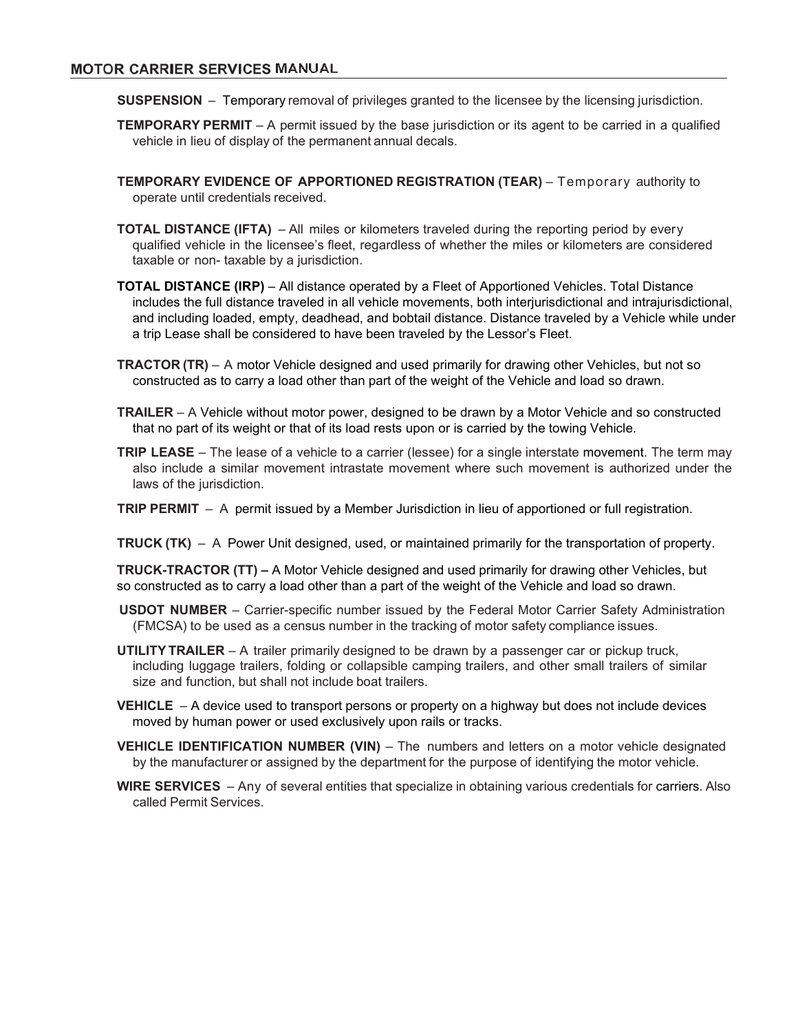**SUSPENSION** – Temporary removal of privileges granted to the licensee by the licensing jurisdiction.

**TEMPORARY PERMIT** – A permit issued by the base jurisdiction or its agent to be carried in a qualified vehicle in lieu of display of the permanent annual decals.

**TEMPORARY EVIDENCE OF APPORTIONED REGISTRATION (TEAR)** – Temporary authority to operate until credentials received.

**TOTAL DISTANCE (IFTA)** – All miles or kilometers traveled during the reporting period by every qualified vehicle in the licensee's fleet, regardless of whether the miles or kilometers are considered taxable or non- taxable by a jurisdiction.

**TOTAL DISTANCE (IRP)** – All distance operated by a Fleet of Apportioned Vehicles. Total Distance includes the full distance traveled in all vehicle movements, both interjurisdictional and intrajurisdictional, and including loaded, empty, deadhead, and bobtail distance. Distance traveled by a Vehicle while under a trip Lease shall be considered to have been traveled by the Lessor's Fleet.

**TRACTOR (TR)** – A motor Vehicle designed and used primarily for drawing other Vehicles, but not so constructed as to carry a load other than part of the weight of the Vehicle and load so drawn.

**TRAILER** – A Vehicle without motor power, designed to be drawn by a Motor Vehicle and so constructed that no part of its weight or that of its load rests upon or is carried by the towing Vehicle.

**TRIP LEASE** – The lease of a vehicle to a carrier (lessee) for a single interstate movement. The term may also include a similar movement intrastate movement where such movement is authorized under the laws of the jurisdiction.

**TRIP PERMIT** – A permit issued by a Member Jurisdiction in lieu of apportioned or full registration.

**TRUCK (TK)** – A Power Unit designed, used, or maintained primarily for the transportation of property.

**TRUCK-TRACTOR (TT)** – A Motor Vehicle designed and used primarily for drawing other Vehicles, but so constructed as to carry a load other than a part of the weight of the Vehicle and load so drawn.

**USDOT NUMBER** – Carrier-specific number issued by the Federal Motor Carrier Safety Administration (FMCSA) to be used as a census number in the tracking of motor safety compliance issues.

**UTILITY TRAILER** – A trailer primarily designed to be drawn by a passenger car or pickup truck, including luggage trailers, folding or collapsible camping trailers, and other small trailers of similar size and function, but shall not include boat trailers.

**VEHICLE** – A device used to transport persons or property on a highway but does not include devices moved by human power or used exclusively upon rails or tracks.

**VEHICLE IDENTIFICATION NUMBER (VIN)** – The numbers and letters on a motor vehicle designated by the manufacturer or assigned by the department for the purpose of identifying the motor vehicle.

**WIRE SERVICES** – Any of several entities that specialize in obtaining various credentials for carriers. Also called Permit Services.